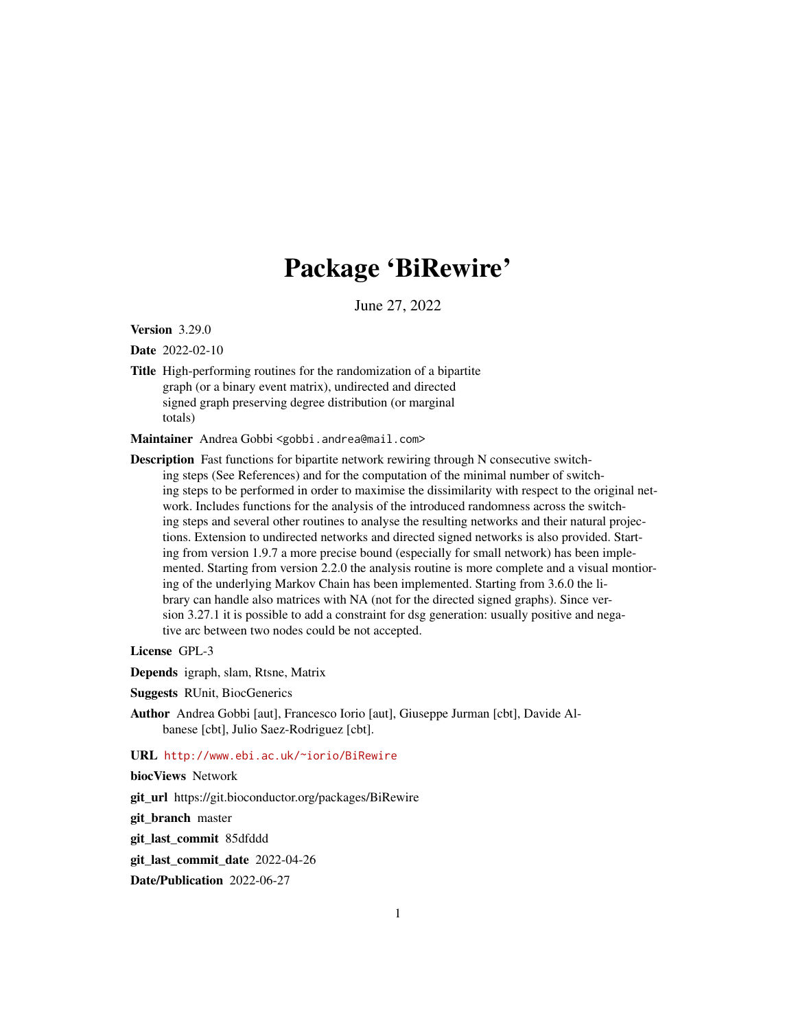# Package 'BiRewire'

June 27, 2022

**Version** 3.29.0

**Date** 2022-02-10

**Title** High-performing routines for the randomization of a bipartite graph (or a binary event matrix), undirected and directed signed graph preserving degree distribution (or marginal totals)

**Maintainer** Andrea Gobbi <gobbi.andrea@mail.com>

**Description** Fast functions for bipartite network rewiring through N consecutive switching steps (See References) and for the computation of the minimal number of switching steps to be performed in order to maximise the dissimilarity with respect to the original network. Includes functions for the analysis of the introduced randomness across the switching steps and several other routines to analyse the resulting networks and their natural projections. Extension to undirected networks and directed signed networks is also provided. Starting from version 1.9.7 a more precise bound (especially for small network) has been implemented. Starting from version 2.2.0 the analysis routine is more complete and a visual montioring of the underlying Markov Chain has been implemented. Starting from 3.6.0 the library can handle also matrices with NA (not for the directed signed graphs). Since version 3.27.1 it is possible to add a constraint for dsg generation: usually positive and negative arc between two nodes could be not accepted.

**License** GPL-3

**Depends** igraph, slam, Rtsne, Matrix

**Suggests** RUnit, BiocGenerics

**Author** Andrea Gobbi [aut], Francesco Iorio [aut], Giuseppe Jurman [cbt], Davide Albanese [cbt], Julio Saez-Rodriguez [cbt].

**URL** http://www.ebi.ac.uk/~iorio/BiRewire

**biocViews** Network

**git_url** https://git.bioconductor.org/packages/BiRewire

**git_branch** master

**git_last_commit** 85dfddd

**git_last_commit_date** 2022-04-26

**Date/Publication** 2022-06-27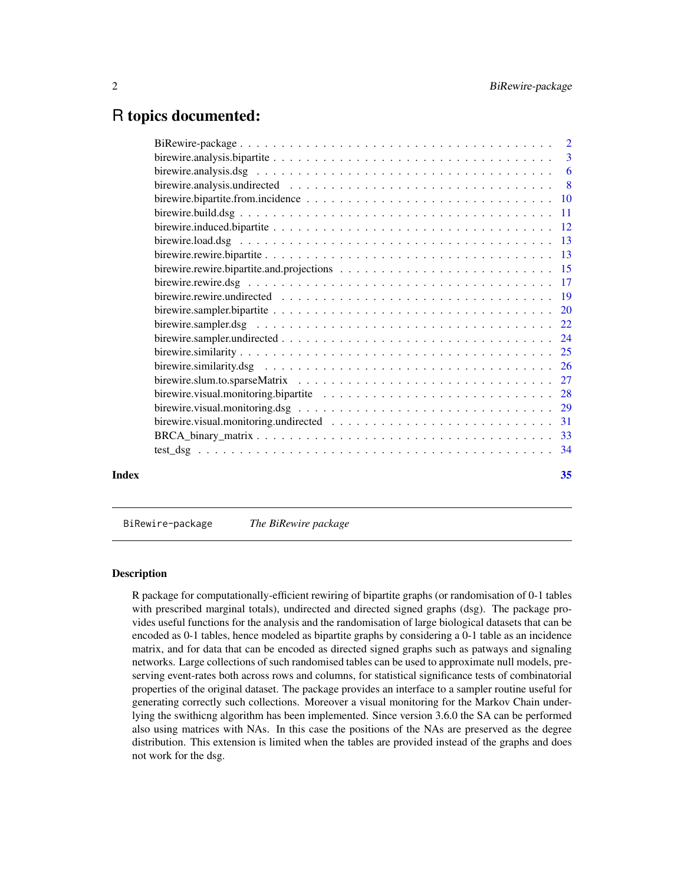# R topics documented:

| | |
|---|---|
| BiRewire-package | 2 |
| birewire.analysis.bipartite | 3 |
| birewire.analysis.dsg | 6 |
| birewire.analysis.undirected | 8 |
| birewire.bipartite.from.incidence | 10 |
| birewire.build.dsg | 11 |
| birewire.induced.bipartite | 12 |
| birewire.load.dsg | 13 |
| birewire.rewire.bipartite | 13 |
| birewire.rewire.bipartite.and.projections | 15 |
| birewire.rewire.dsg | 17 |
| birewire.rewire.undirected | 19 |
| birewire.sampler.bipartite | 20 |
| birewire.sampler.dsg | 22 |
| birewire.sampler.undirected | 24 |
| birewire.similarity | 25 |
| birewire.similarity.dsg | 26 |
| birewire.slum.to.sparseMatrix | 27 |
| birewire.visual.monitoring.bipartite | 28 |
| birewire.visual.monitoring.dsg | 29 |
| birewire.visual.monitoring.undirected | 31 |
| BRCA_binary_matrix | 33 |
| test_dsg | 34 |
| **Index** | **35** |

---

BiRewire-package *The BiRewire package*

---

### Description

R package for computationally-efficient rewiring of bipartite graphs (or randomisation of 0-1 tables with prescribed marginal totals), undirected and directed signed graphs (dsg). The package provides useful functions for the analysis and the randomisation of large biological datasets that can be encoded as 0-1 tables, hence modeled as bipartite graphs by considering a 0-1 table as an incidence matrix, and for data that can be encoded as directed signed graphs such as patways and signaling networks. Large collections of such randomised tables can be used to approximate null models, preserving event-rates both across rows and columns, for statistical significance tests of combinatorial properties of the original dataset. The package provides an interface to a sampler routine useful for generating correctly such collections. Moreover a visual monitoring for the Markov Chain underlying the swithicng algorithm has been implemented. Since version 3.6.0 the SA can be performed also using matrices with NAs. In this case the positions of the NAs are preserved as the degree distribution. This extension is limited when the tables are provided instead of the graphs and does not work for the dsg.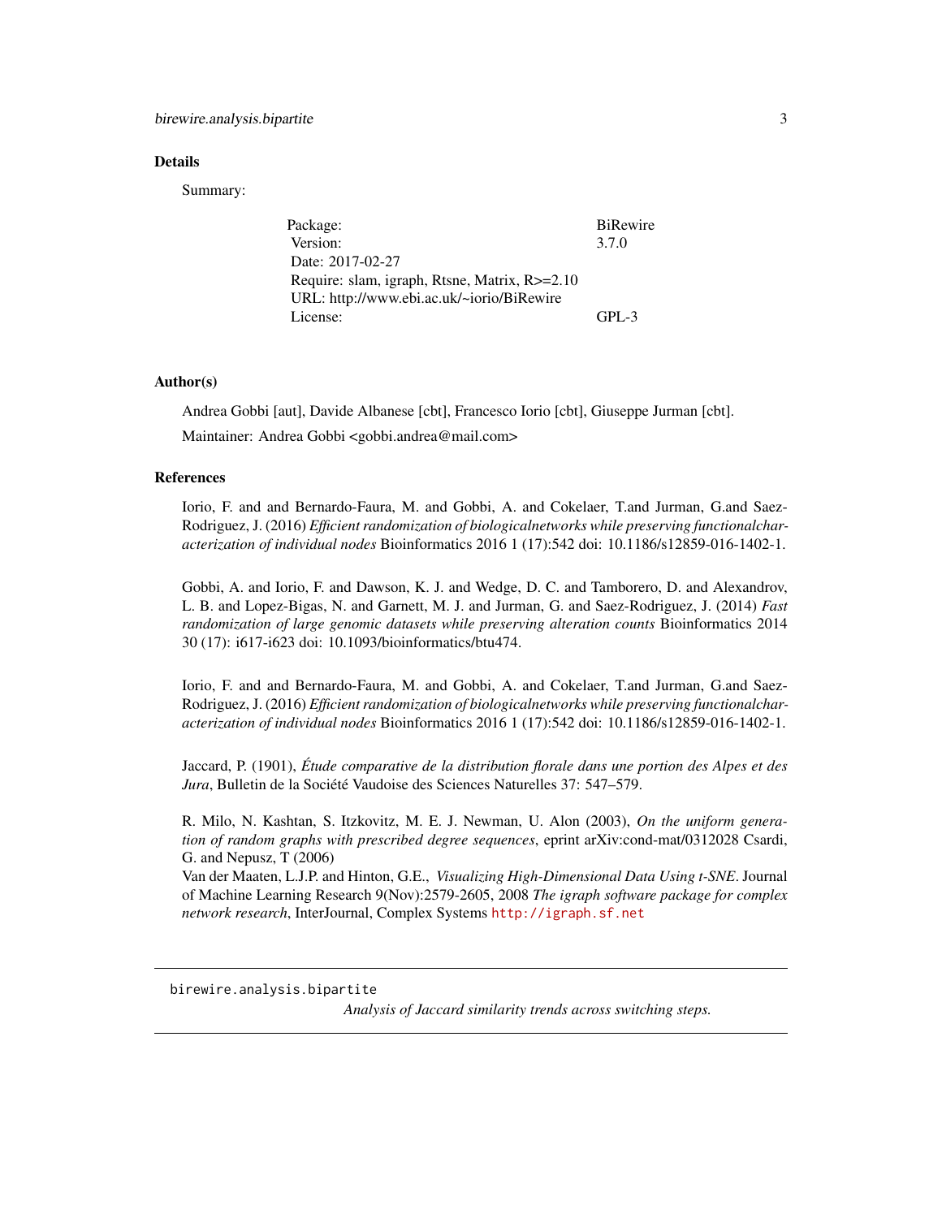## Details

Summary:

| | |
|---|---|
| Package: | BiRewire |
| Version: | 3.7.0 |
| Date: 2017-02-27 | |
| Require: slam, igraph, Rtsne, Matrix, R>=2.10 | |
| URL: http://www.ebi.ac.uk/~iorio/BiRewire | |
| License: | GPL-3 |

## Author(s)

Andrea Gobbi [aut], Davide Albanese [cbt], Francesco Iorio [cbt], Giuseppe Jurman [cbt].

Maintainer: Andrea Gobbi <gobbi.andrea@mail.com>

## References

Iorio, F. and and Bernardo-Faura, M. and Gobbi, A. and Cokelaer, T.and Jurman, G.and Saez-Rodriguez, J. (2016) *Efficient randomization of biologicalnetworks while preserving functionalcharacterization of individual nodes* Bioinformatics 2016 1 (17):542 doi: 10.1186/s12859-016-1402-1.

Gobbi, A. and Iorio, F. and Dawson, K. J. and Wedge, D. C. and Tamborero, D. and Alexandrov, L. B. and Lopez-Bigas, N. and Garnett, M. J. and Jurman, G. and Saez-Rodriguez, J. (2014) *Fast randomization of large genomic datasets while preserving alteration counts* Bioinformatics 2014 30 (17): i617-i623 doi: 10.1093/bioinformatics/btu474.

Iorio, F. and and Bernardo-Faura, M. and Gobbi, A. and Cokelaer, T.and Jurman, G.and Saez-Rodriguez, J. (2016) *Efficient randomization of biologicalnetworks while preserving functionalcharacterization of individual nodes* Bioinformatics 2016 1 (17):542 doi: 10.1186/s12859-016-1402-1.

Jaccard, P. (1901), *Étude comparative de la distribution florale dans une portion des Alpes et des Jura*, Bulletin de la Société Vaudoise des Sciences Naturelles 37: 547–579.

R. Milo, N. Kashtan, S. Itzkovitz, M. E. J. Newman, U. Alon (2003), *On the uniform generation of random graphs with prescribed degree sequences*, eprint arXiv:cond-mat/0312028 Csardi, G. and Nepusz, T (2006)
Van der Maaten, L.J.P. and Hinton, G.E., *Visualizing High-Dimensional Data Using t-SNE*. Journal of Machine Learning Research 9(Nov):2579-2605, 2008 *The igraph software package for complex network research*, InterJournal, Complex Systems http://igraph.sf.net

---

`birewire.analysis.bipartite`

*Analysis of Jaccard similarity trends across switching steps.*

---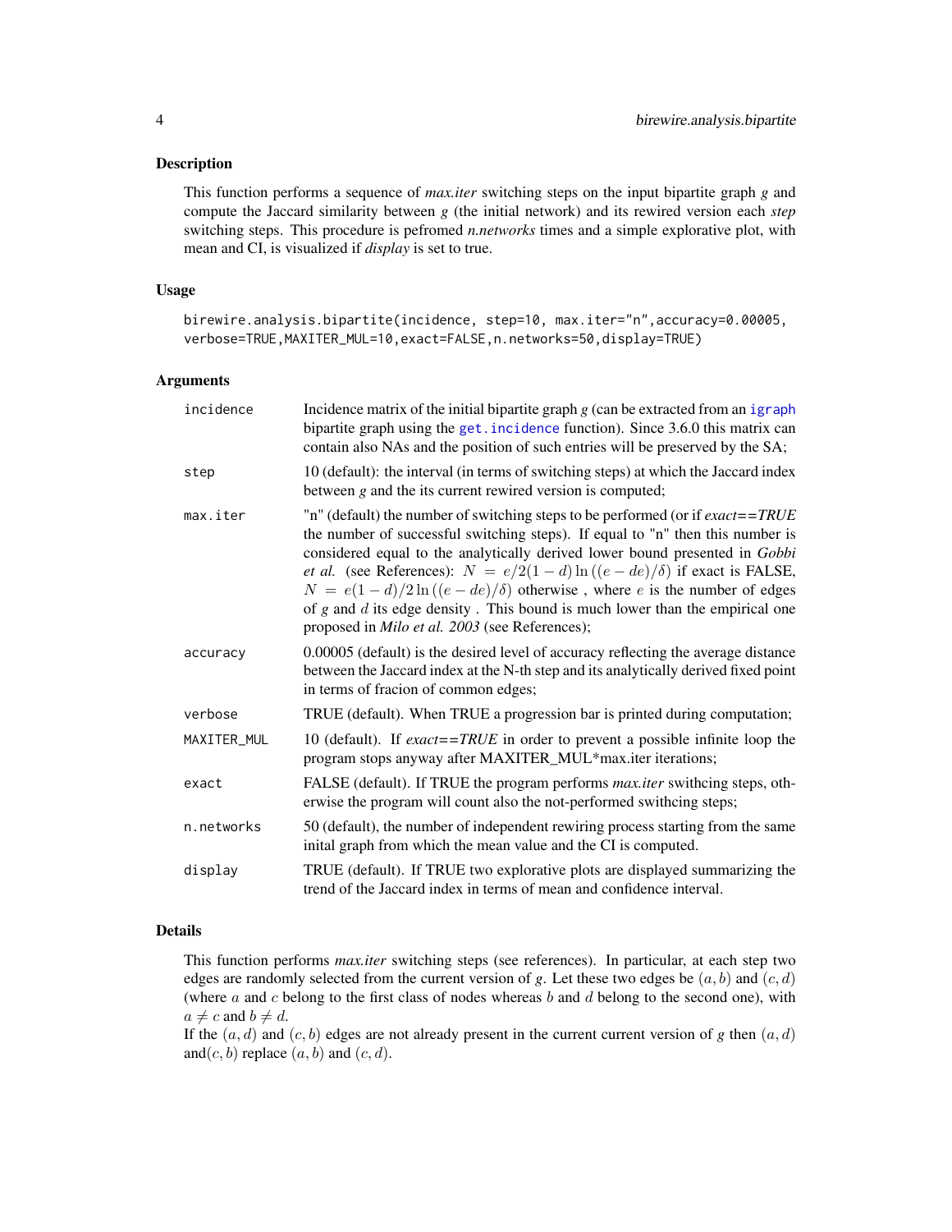## Description

This function performs a sequence of *max.iter* switching steps on the input bipartite graph *g* and compute the Jaccard similarity between *g* (the initial network) and its rewired version each *step* switching steps. This procedure is pefromed *n.networks* times and a simple explorative plot, with mean and CI, is visualized if *display* is set to true.

## Usage

```
birewire.analysis.bipartite(incidence, step=10, max.iter="n",accuracy=0.00005,
verbose=TRUE,MAXITER_MUL=10,exact=FALSE,n.networks=50,display=TRUE)
```

## Arguments

| | |
|---|---|
| `incidence` | Incidence matrix of the initial bipartite graph *g* (can be extracted from an `igraph` bipartite graph using the `get.incidence` function). Since 3.6.0 this matrix can contain also NAs and the position of such entries will be preserved by the SA; |
| `step` | 10 (default): the interval (in terms of switching steps) at which the Jaccard index between *g* and the its current rewired version is computed; |
| `max.iter` | "n" (default) the number of switching steps to be performed (or if *exact==TRUE* the number of successful switching steps). If equal to "n" then this number is considered equal to the analytically derived lower bound presented in *Gobbi et al.* (see References): $N = e/2(1-d)\ln((e-de)/\delta)$ if exact is FALSE, $N = e(1-d)/2\ln((e-de)/\delta)$ otherwise , where $e$ is the number of edges of *g* and $d$ its edge density . This bound is much lower than the empirical one proposed in *Milo et al. 2003* (see References); |
| `accuracy` | 0.00005 (default) is the desired level of accuracy reflecting the average distance between the Jaccard index at the N-th step and its analytically derived fixed point in terms of fracion of common edges; |
| `verbose` | TRUE (default). When TRUE a progression bar is printed during computation; |
| `MAXITER_MUL` | 10 (default). If *exact==TRUE* in order to prevent a possible infinite loop the program stops anyway after MAXITER_MUL*max.iter iterations; |
| `exact` | FALSE (default). If TRUE the program performs *max.iter* swithcing steps, otherwise the program will count also the not-performed swithcing steps; |
| `n.networks` | 50 (default), the number of independent rewiring process starting from the same inital graph from which the mean value and the CI is computed. |
| `display` | TRUE (default). If TRUE two explorative plots are displayed summarizing the trend of the Jaccard index in terms of mean and confidence interval. |

## Details

This function performs *max.iter* switching steps (see references). In particular, at each step two edges are randomly selected from the current version of *g*. Let these two edges be $(a, b)$ and $(c, d)$ (where $a$ and $c$ belong to the first class of nodes whereas $b$ and $d$ belong to the second one), with $a \neq c$ and $b \neq d$.
If the $(a, d)$ and $(c, b)$ edges are not already present in the current current version of *g* then $(a, d)$ and$(c, b)$ replace $(a, b)$ and $(c, d)$.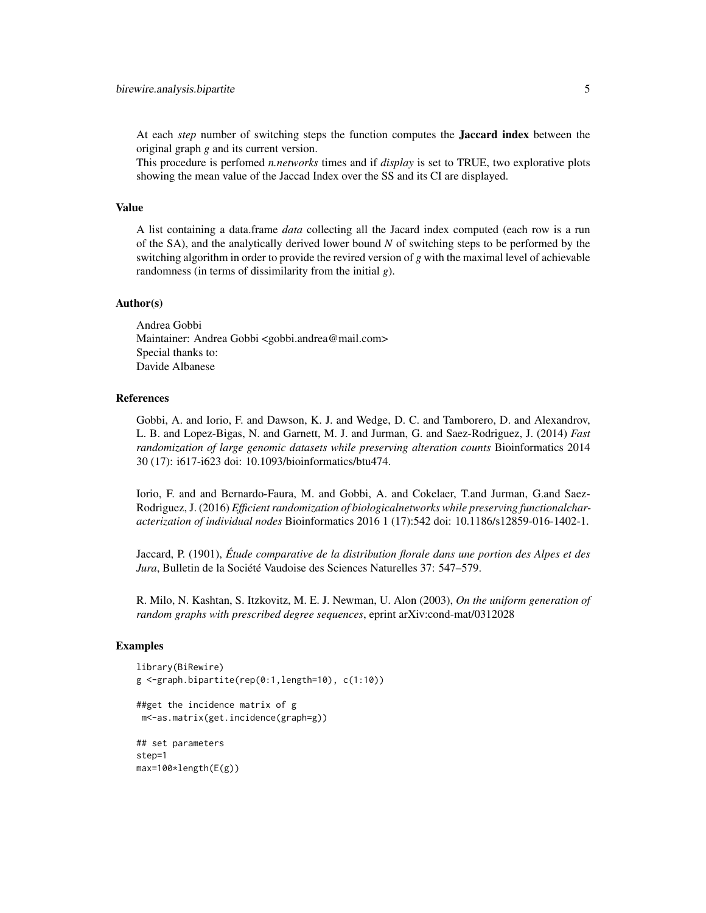At each *step* number of switching steps the function computes the **Jaccard index** between the original graph *g* and its current version.
This procedure is perfomed *n.networks* times and if *display* is set to TRUE, two explorative plots showing the mean value of the Jaccad Index over the SS and its CI are displayed.

### Value

A list containing a data.frame *data* collecting all the Jacard index computed (each row is a run of the SA), and the analytically derived lower bound *N* of switching steps to be performed by the switching algorithm in order to provide the revired version of *g* with the maximal level of achievable randomness (in terms of dissimilarity from the initial *g*).

### Author(s)

Andrea Gobbi
Maintainer: Andrea Gobbi <gobbi.andrea@mail.com>
Special thanks to:
Davide Albanese

### References

Gobbi, A. and Iorio, F. and Dawson, K. J. and Wedge, D. C. and Tamborero, D. and Alexandrov, L. B. and Lopez-Bigas, N. and Garnett, M. J. and Jurman, G. and Saez-Rodriguez, J. (2014) *Fast randomization of large genomic datasets while preserving alteration counts* Bioinformatics 2014 30 (17): i617-i623 doi: 10.1093/bioinformatics/btu474.

Iorio, F. and and Bernardo-Faura, M. and Gobbi, A. and Cokelaer, T.and Jurman, G.and Saez-Rodriguez, J. (2016) *Efficient randomization of biologicalnetworks while preserving functionalcharacterization of individual nodes* Bioinformatics 2016 1 (17):542 doi: 10.1186/s12859-016-1402-1.

Jaccard, P. (1901), *Étude comparative de la distribution florale dans une portion des Alpes et des Jura*, Bulletin de la Société Vaudoise des Sciences Naturelles 37: 547–579.

R. Milo, N. Kashtan, S. Itzkovitz, M. E. J. Newman, U. Alon (2003), *On the uniform generation of random graphs with prescribed degree sequences*, eprint arXiv:cond-mat/0312028

### Examples

```
library(BiRewire)
g <-graph.bipartite(rep(0:1,length=10), c(1:10))

##get the incidence matrix of g
 m<-as.matrix(get.incidence(graph=g))

## set parameters
step=1
max=100*length(E(g))
```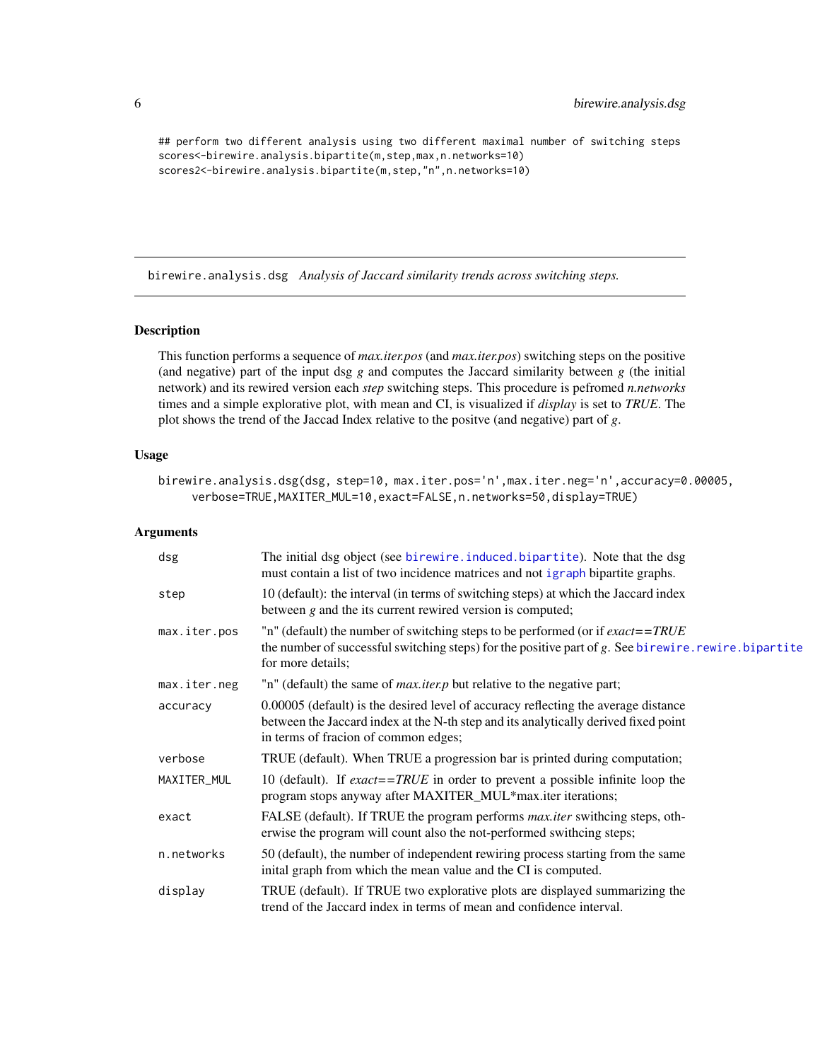```
## perform two different analysis using two different maximal number of switching steps
scores<-birewire.analysis.bipartite(m,step,max,n.networks=10)
scores2<-birewire.analysis.bipartite(m,step,"n",n.networks=10)
```

## birewire.analysis.dsg *Analysis of Jaccard similarity trends across switching steps.*

### Description

This function performs a sequence of *max.iter.pos* (and *max.iter.pos*) switching steps on the positive (and negative) part of the input dsg *g* and computes the Jaccard similarity between *g* (the initial network) and its rewired version each *step* switching steps. This procedure is pefromed *n.networks* times and a simple explorative plot, with mean and CI, is visualized if *display* is set to *TRUE*. The plot shows the trend of the Jaccad Index relative to the positve (and negative) part of *g*.

### Usage

```
birewire.analysis.dsg(dsg, step=10, max.iter.pos='n',max.iter.neg='n',accuracy=0.00005,
     verbose=TRUE,MAXITER_MUL=10,exact=FALSE,n.networks=50,display=TRUE)
```

### Arguments

| | |
|---|---|
| dsg | The initial dsg object (see birewire.induced.bipartite). Note that the dsg must contain a list of two incidence matrices and not igraph bipartite graphs. |
| step | 10 (default): the interval (in terms of switching steps) at which the Jaccard index between *g* and the its current rewired version is computed; |
| max.iter.pos | "n" (default) the number of switching steps to be performed (or if *exact==TRUE* the number of successful switching steps) for the positive part of *g*. See birewire.rewire.bipartite for more details; |
| max.iter.neg | "n" (default) the same of *max.iter.p* but relative to the negative part; |
| accuracy | 0.00005 (default) is the desired level of accuracy reflecting the average distance between the Jaccard index at the N-th step and its analytically derived fixed point in terms of fracion of common edges; |
| verbose | TRUE (default). When TRUE a progression bar is printed during computation; |
| MAXITER_MUL | 10 (default). If *exact==TRUE* in order to prevent a possible infinite loop the program stops anyway after MAXITER_MUL*max.iter iterations; |
| exact | FALSE (default). If TRUE the program performs *max.iter* swithcing steps, otherwise the program will count also the not-performed swithcing steps; |
| n.networks | 50 (default), the number of independent rewiring process starting from the same inital graph from which the mean value and the CI is computed. |
| display | TRUE (default). If TRUE two explorative plots are displayed summarizing the trend of the Jaccard index in terms of mean and confidence interval. |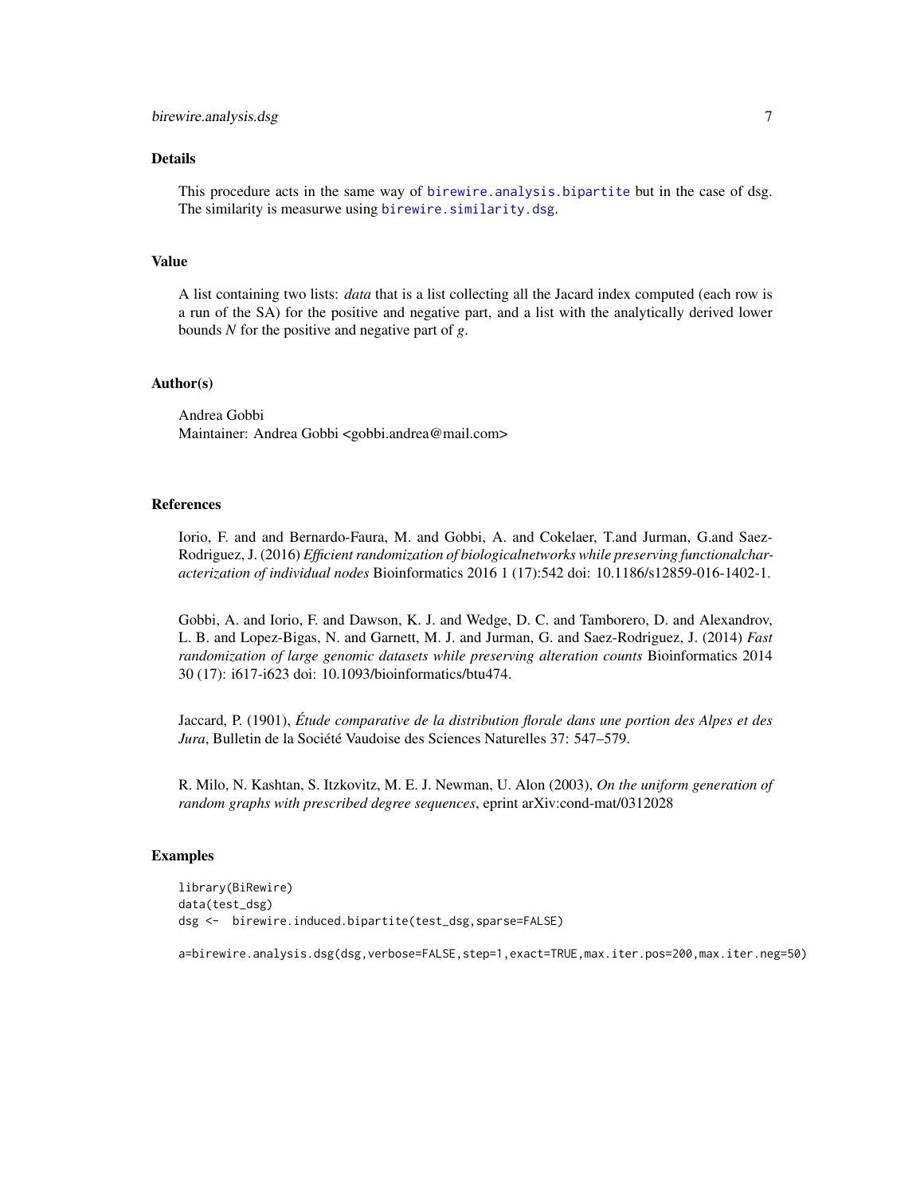### Details

This procedure acts in the same way of birewire.analysis.bipartite but in the case of dsg. The similarity is measurwe using birewire.similarity.dsg.

### Value

A list containing two lists: *data* that is a list collecting all the Jacard index computed (each row is a run of the SA) for the positive and negative part, and a list with the analytically derived lower bounds *N* for the positive and negative part of *g*.

### Author(s)

Andrea Gobbi
Maintainer: Andrea Gobbi <gobbi.andrea@mail.com>

### References

Iorio, F. and and Bernardo-Faura, M. and Gobbi, A. and Cokelaer, T.and Jurman, G.and Saez-Rodriguez, J. (2016) *Efficient randomization of biologicalnetworks while preserving functionalcharacterization of individual nodes* Bioinformatics 2016 1 (17):542 doi: 10.1186/s12859-016-1402-1.

Gobbi, A. and Iorio, F. and Dawson, K. J. and Wedge, D. C. and Tamborero, D. and Alexandrov, L. B. and Lopez-Bigas, N. and Garnett, M. J. and Jurman, G. and Saez-Rodriguez, J. (2014) *Fast randomization of large genomic datasets while preserving alteration counts* Bioinformatics 2014 30 (17): i617-i623 doi: 10.1093/bioinformatics/btu474.

Jaccard, P. (1901), *Étude comparative de la distribution florale dans une portion des Alpes et des Jura*, Bulletin de la Société Vaudoise des Sciences Naturelles 37: 547–579.

R. Milo, N. Kashtan, S. Itzkovitz, M. E. J. Newman, U. Alon (2003), *On the uniform generation of random graphs with prescribed degree sequences*, eprint arXiv:cond-mat/0312028

### Examples

```
library(BiRewire)
data(test_dsg)
dsg <-  birewire.induced.bipartite(test_dsg,sparse=FALSE)

a=birewire.analysis.dsg(dsg,verbose=FALSE,step=1,exact=TRUE,max.iter.pos=200,max.iter.neg=50)
```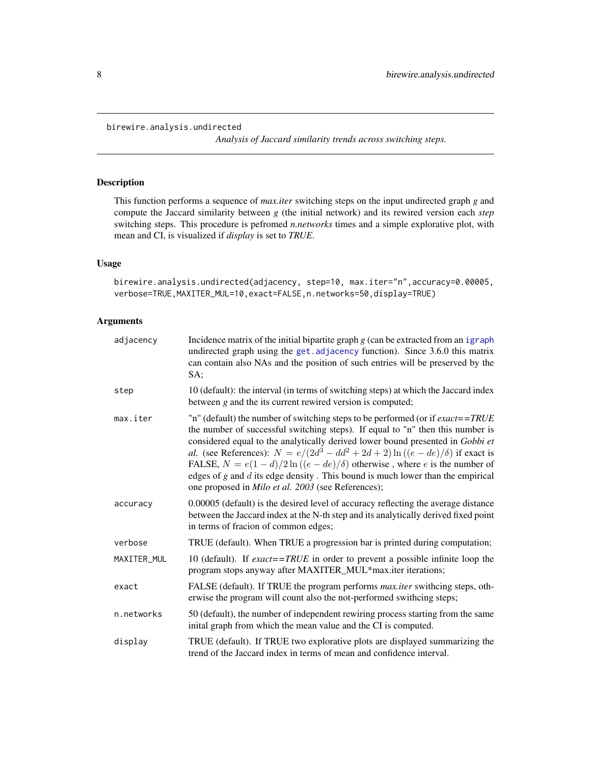birewire.analysis.undirected

*Analysis of Jaccard similarity trends across switching steps.*

## Description

This function performs a sequence of *max.iter* switching steps on the input undirected graph *g* and compute the Jaccard similarity between *g* (the initial network) and its rewired version each *step* switching steps. This procedure is pefromed *n.networks* times and a simple explorative plot, with mean and CI, is visualized if *display* is set to *TRUE*.

## Usage

```
birewire.analysis.undirected(adjacency, step=10, max.iter="n",accuracy=0.00005,
verbose=TRUE,MAXITER_MUL=10,exact=FALSE,n.networks=50,display=TRUE)
```

## Arguments

| | |
|---|---|
| adjacency | Incidence matrix of the initial bipartite graph *g* (can be extracted from an igraph undirected graph using the get.adjacency function). Since 3.6.0 this matrix can contain also NAs and the position of such entries will be preserved by the SA; |
| step | 10 (default): the interval (in terms of switching steps) at which the Jaccard index between *g* and the its current rewired version is computed; |
| max.iter | "n" (default) the number of switching steps to be performed (or if *exact==TRUE* the number of successful switching steps). If equal to "n" then this number is considered equal to the analytically derived lower bound presented in *Gobbi et al.* (see References): $N = e/(2d^3 - dd^2 + 2d + 2)\ln((e - de)/\delta)$ if exact is FALSE, $N = e(1-d)/2\ln((e - de)/\delta)$ otherwise , where $e$ is the number of edges of *g* and $d$ its edge density . This bound is much lower than the empirical one proposed in *Milo et al. 2003* (see References); |
| accuracy | 0.00005 (default) is the desired level of accuracy reflecting the average distance between the Jaccard index at the N-th step and its analytically derived fixed point in terms of fracion of common edges; |
| verbose | TRUE (default). When TRUE a progression bar is printed during computation; |
| MAXITER_MUL | 10 (default). If *exact==TRUE* in order to prevent a possible infinite loop the program stops anyway after MAXITER_MUL*max.iter iterations; |
| exact | FALSE (default). If TRUE the program performs *max.iter* swithcing steps, otherwise the program will count also the not-performed swithcing steps; |
| n.networks | 50 (default), the number of independent rewiring process starting from the same inital graph from which the mean value and the CI is computed. |
| display | TRUE (default). If TRUE two explorative plots are displayed summarizing the trend of the Jaccard index in terms of mean and confidence interval. |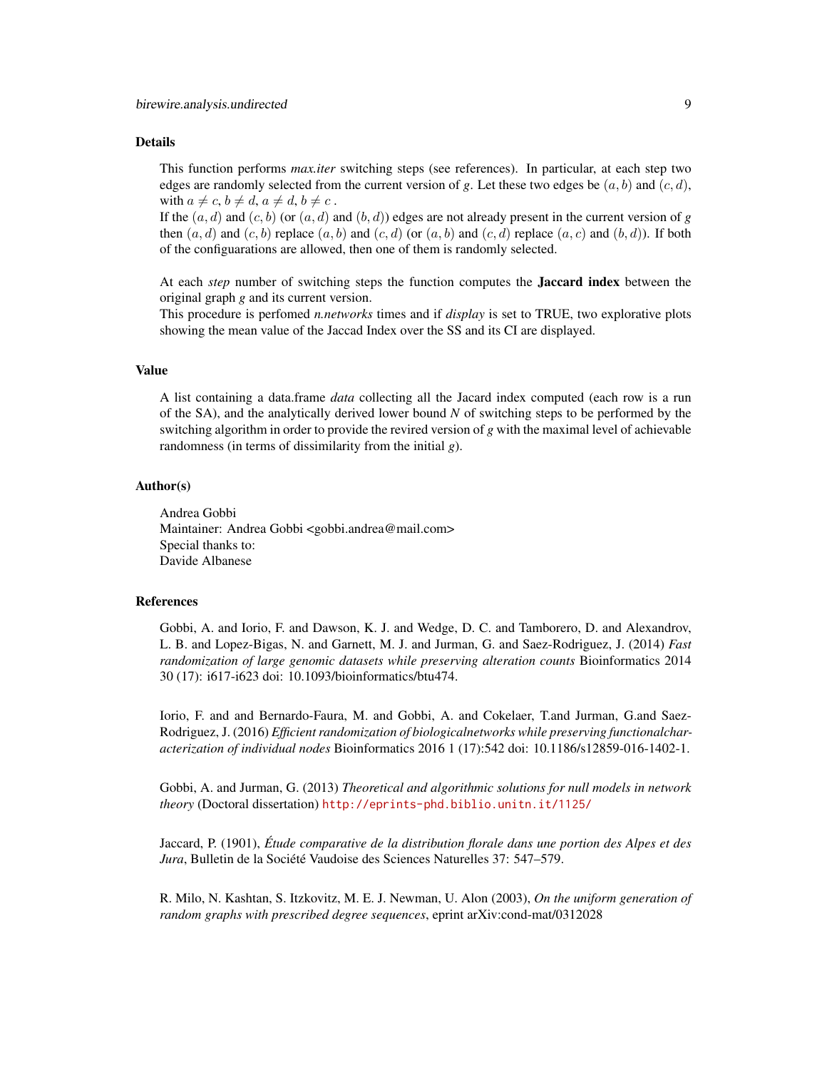## Details

This function performs *max.iter* switching steps (see references). In particular, at each step two edges are randomly selected from the current version of $g$. Let these two edges be $(a, b)$ and $(c, d)$, with $a \neq c$, $b \neq d$, $a \neq d$, $b \neq c$ .
If the $(a, d)$ and $(c, b)$ (or $(a, d)$ and $(b, d)$) edges are not already present in the current version of $g$ then $(a, d)$ and $(c, b)$ replace $(a, b)$ and $(c, d)$ (or $(a, b)$ and $(c, d)$ replace $(a, c)$ and $(b, d)$). If both of the configuarations are allowed, then one of them is randomly selected.

At each *step* number of switching steps the function computes the **Jaccard index** between the original graph *g* and its current version.
This procedure is perfomed *n.networks* times and if *display* is set to TRUE, two explorative plots showing the mean value of the Jaccad Index over the SS and its CI are displayed.

## Value

A list containing a data.frame *data* collecting all the Jacard index computed (each row is a run of the SA), and the analytically derived lower bound *N* of switching steps to be performed by the switching algorithm in order to provide the revired version of *g* with the maximal level of achievable randomness (in terms of dissimilarity from the initial *g*).

## Author(s)

Andrea Gobbi
Maintainer: Andrea Gobbi <gobbi.andrea@mail.com>
Special thanks to:
Davide Albanese

## References

Gobbi, A. and Iorio, F. and Dawson, K. J. and Wedge, D. C. and Tamborero, D. and Alexandrov, L. B. and Lopez-Bigas, N. and Garnett, M. J. and Jurman, G. and Saez-Rodriguez, J. (2014) *Fast randomization of large genomic datasets while preserving alteration counts* Bioinformatics 2014 30 (17): i617-i623 doi: 10.1093/bioinformatics/btu474.

Iorio, F. and and Bernardo-Faura, M. and Gobbi, A. and Cokelaer, T.and Jurman, G.and Saez-Rodriguez, J. (2016) *Efficient randomization of biologicalnetworks while preserving functionalcharacterization of individual nodes* Bioinformatics 2016 1 (17):542 doi: 10.1186/s12859-016-1402-1.

Gobbi, A. and Jurman, G. (2013) *Theoretical and algorithmic solutions for null models in network theory* (Doctoral dissertation) http://eprints-phd.biblio.unitn.it/1125/

Jaccard, P. (1901), *Étude comparative de la distribution florale dans une portion des Alpes et des Jura*, Bulletin de la Société Vaudoise des Sciences Naturelles 37: 547–579.

R. Milo, N. Kashtan, S. Itzkovitz, M. E. J. Newman, U. Alon (2003), *On the uniform generation of random graphs with prescribed degree sequences*, eprint arXiv:cond-mat/0312028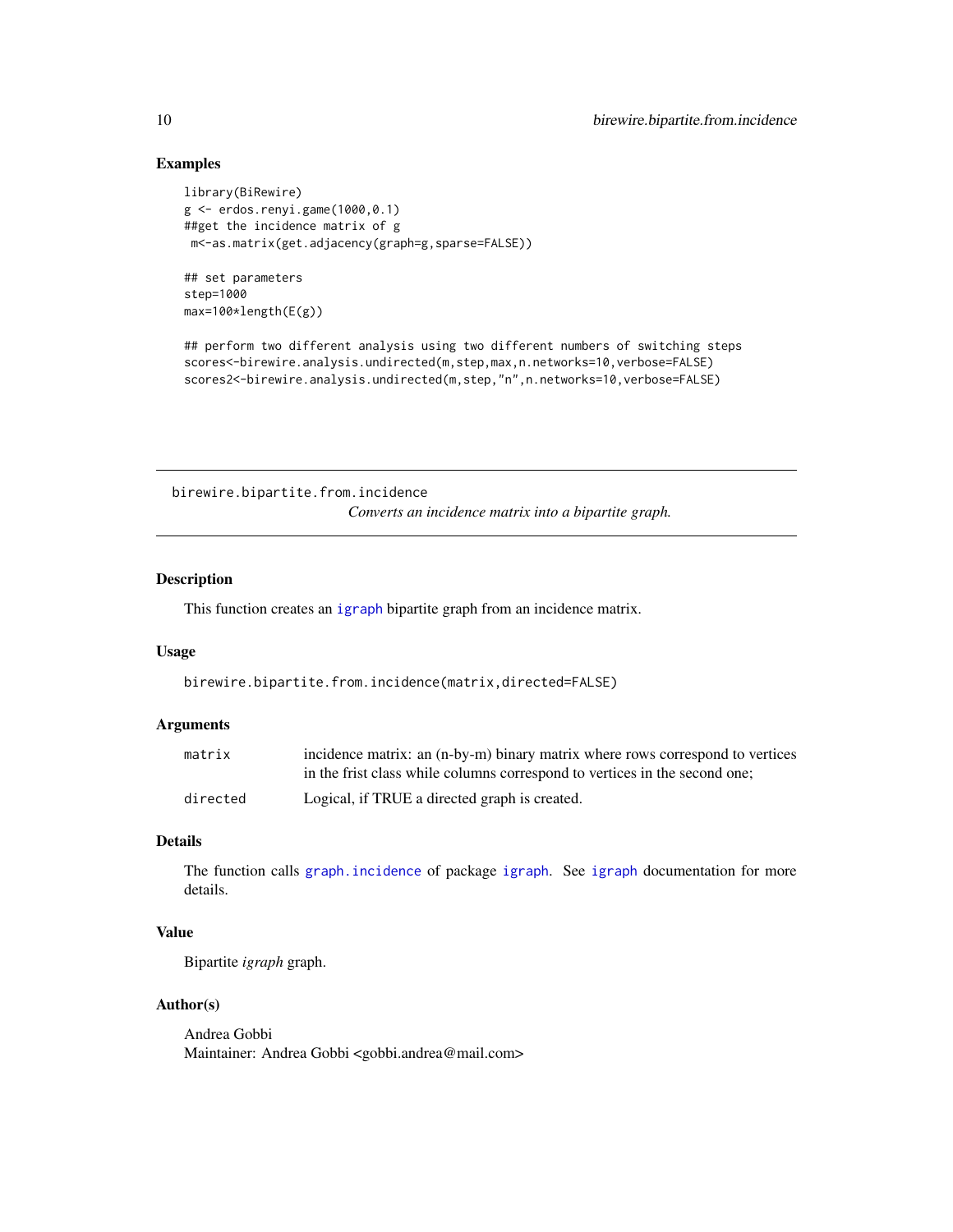### Examples

```
library(BiRewire)
g <- erdos.renyi.game(1000,0.1)
##get the incidence matrix of g
 m<-as.matrix(get.adjacency(graph=g,sparse=FALSE))

## set parameters
step=1000
max=100*length(E(g))

## perform two different analysis using two different numbers of switching steps
scores<-birewire.analysis.undirected(m,step,max,n.networks=10,verbose=FALSE)
scores2<-birewire.analysis.undirected(m,step,"n",n.networks=10,verbose=FALSE)
```

---

## birewire.bipartite.from.incidence

*Converts an incidence matrix into a bipartite graph.*

---

### Description

This function creates an igraph bipartite graph from an incidence matrix.

### Usage

```
birewire.bipartite.from.incidence(matrix,directed=FALSE)
```

### Arguments

| | |
|---|---|
| matrix | incidence matrix: an (n-by-m) binary matrix where rows correspond to vertices in the frist class while columns correspond to vertices in the second one; |
| directed | Logical, if TRUE a directed graph is created. |

### Details

The function calls graph.incidence of package igraph. See igraph documentation for more details.

### Value

Bipartite *igraph* graph.

### Author(s)

Andrea Gobbi
Maintainer: Andrea Gobbi <gobbi.andrea@mail.com>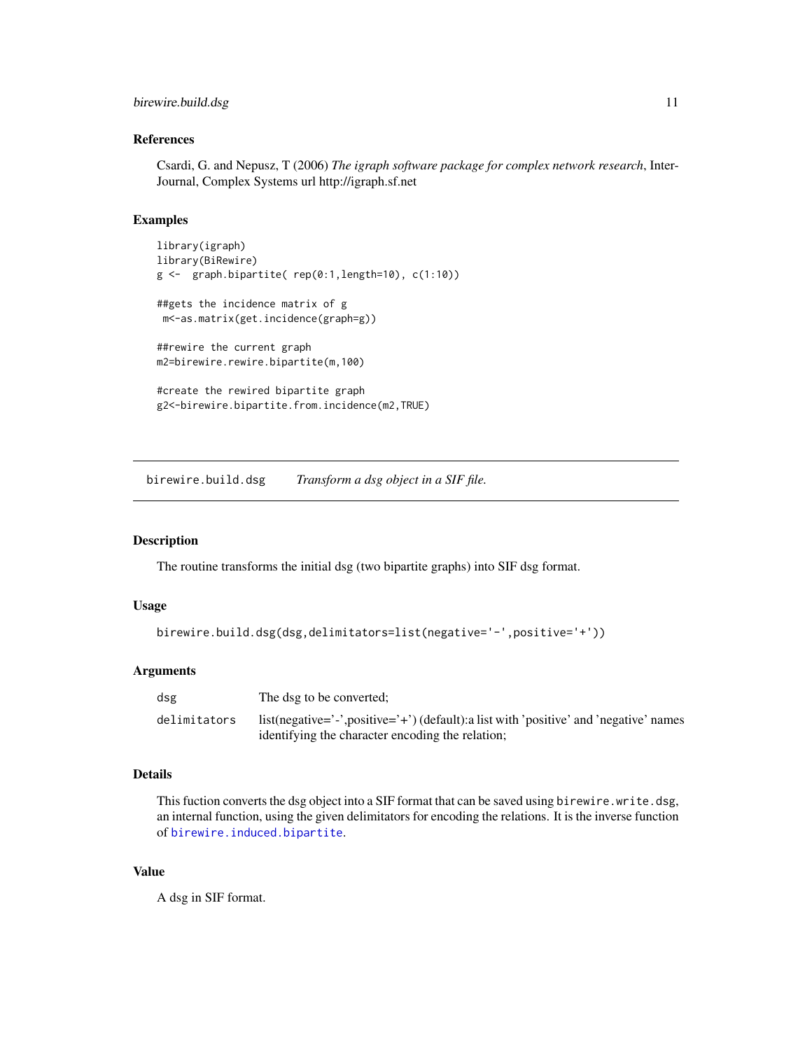### References

Csardi, G. and Nepusz, T (2006) *The igraph software package for complex network research*, InterJournal, Complex Systems url http://igraph.sf.net

### Examples

```
library(igraph)
library(BiRewire)
g <-  graph.bipartite( rep(0:1,length=10), c(1:10))

##gets the incidence matrix of g
 m<-as.matrix(get.incidence(graph=g))

##rewire the current graph
m2=birewire.rewire.bipartite(m,100)

#create the rewired bipartite graph
g2<-birewire.bipartite.from.incidence(m2,TRUE)
```

---

## birewire.build.dsg — *Transform a dsg object in a SIF file.*

---

### Description

The routine transforms the initial dsg (two bipartite graphs) into SIF dsg format.

### Usage

```
birewire.build.dsg(dsg,delimitators=list(negative='-',positive='+'))
```

### Arguments

| | |
|---|---|
| `dsg` | The dsg to be converted; |
| `delimitators` | list(negative='-',positive='+') (default):a list with 'positive' and 'negative' names identifying the character encoding the relation; |

### Details

This fuction converts the dsg object into a SIF format that can be saved using `birewire.write.dsg`, an internal function, using the given delimitators for encoding the relations. It is the inverse function of `birewire.induced.bipartite`.

### Value

A dsg in SIF format.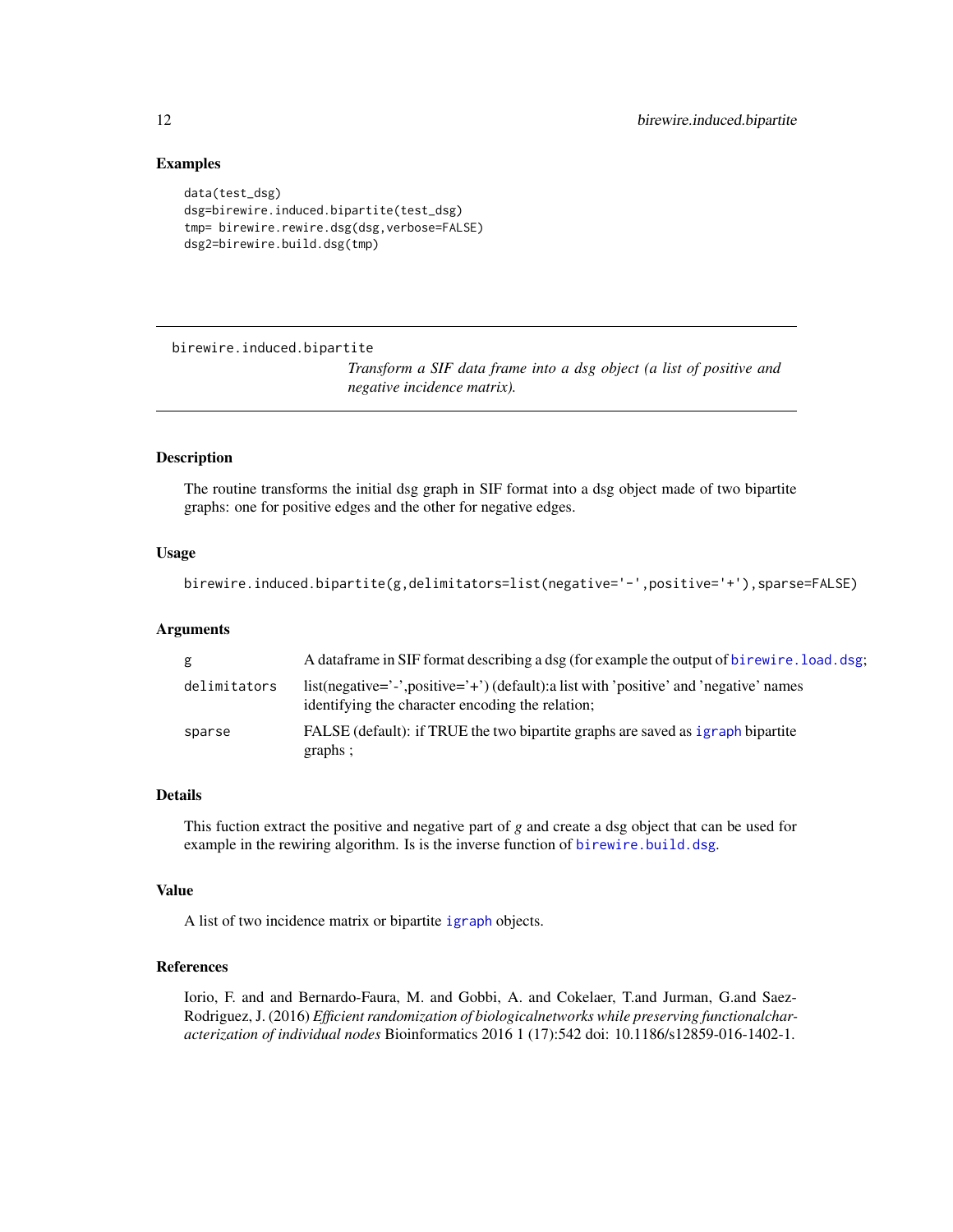## Examples

```
data(test_dsg)
dsg=birewire.induced.bipartite(test_dsg)
tmp= birewire.rewire.dsg(dsg,verbose=FALSE)
dsg2=birewire.build.dsg(tmp)
```

---

## birewire.induced.bipartite

*Transform a SIF data frame into a dsg object (a list of positive and negative incidence matrix).*

---

### Description

The routine transforms the initial dsg graph in SIF format into a dsg object made of two bipartite graphs: one for positive edges and the other for negative edges.

### Usage

```
birewire.induced.bipartite(g,delimitators=list(negative='-',positive='+'),sparse=FALSE)
```

### Arguments

| | |
|---|---|
| `g` | A dataframe in SIF format describing a dsg (for example the output of `birewire.load.dsg`; |
| `delimitators` | list(negative='-',positive='+') (default):a list with 'positive' and 'negative' names identifying the character encoding the relation; |
| `sparse` | FALSE (default): if TRUE the two bipartite graphs are saved as `igraph` bipartite graphs ; |

### Details

This fuction extract the positive and negative part of *g* and create a dsg object that can be used for example in the rewiring algorithm. Is is the inverse function of `birewire.build.dsg`.

### Value

A list of two incidence matrix or bipartite `igraph` objects.

### References

Iorio, F. and and Bernardo-Faura, M. and Gobbi, A. and Cokelaer, T.and Jurman, G.and Saez-Rodriguez, J. (2016) *Efficient randomization of biologicalnetworks while preserving functionalcharacterization of individual nodes* Bioinformatics 2016 1 (17):542 doi: 10.1186/s12859-016-1402-1.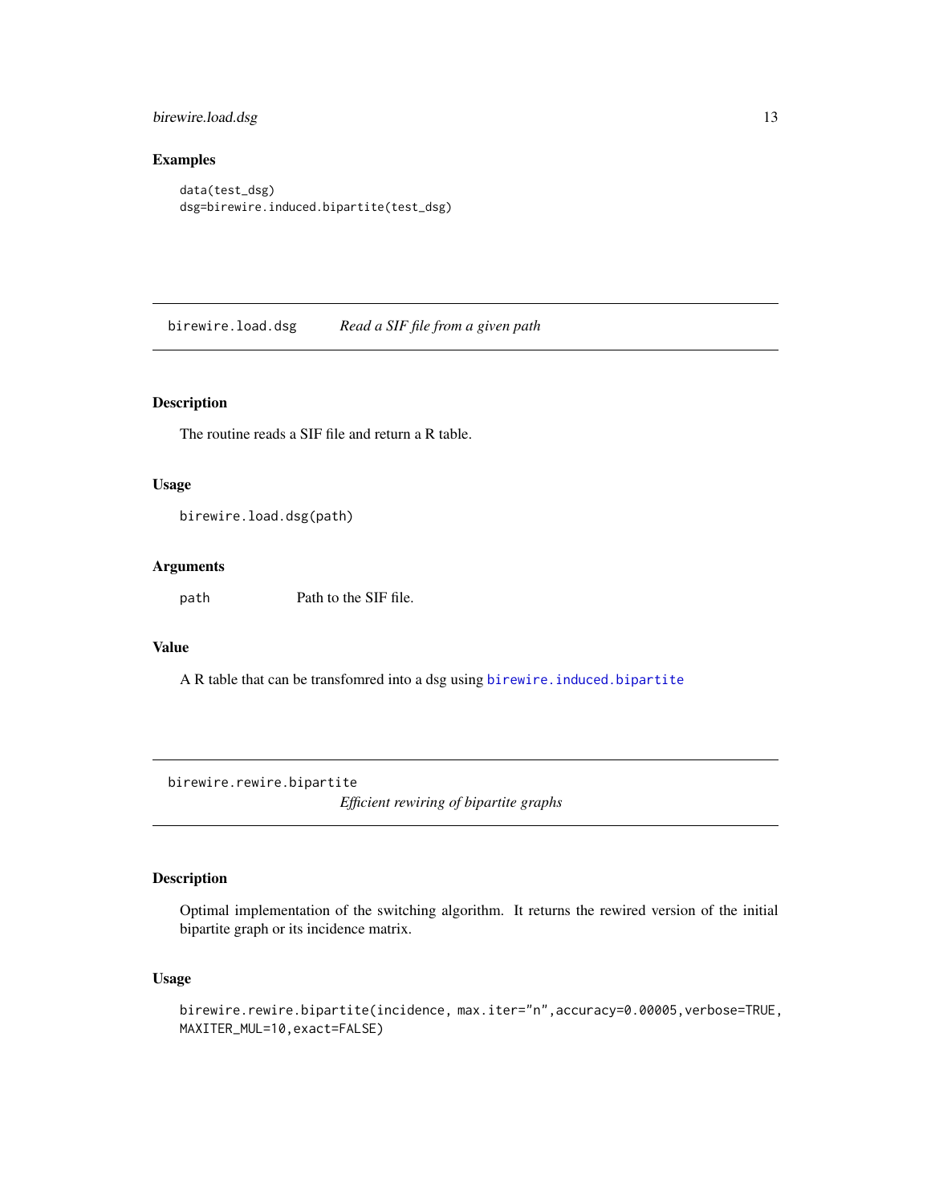### Examples

```
data(test_dsg)
dsg=birewire.induced.bipartite(test_dsg)
```

---

## birewire.load.dsg — *Read a SIF file from a given path*

### Description

The routine reads a SIF file and return a R table.

### Usage

```
birewire.load.dsg(path)
```

### Arguments

| | |
|---|---|
| `path` | Path to the SIF file. |

### Value

A R table that can be transfomred into a dsg using `birewire.induced.bipartite`

---

## birewire.rewire.bipartite — *Efficient rewiring of bipartite graphs*

### Description

Optimal implementation of the switching algorithm. It returns the rewired version of the initial bipartite graph or its incidence matrix.

### Usage

```
birewire.rewire.bipartite(incidence, max.iter="n",accuracy=0.00005,verbose=TRUE,
MAXITER_MUL=10,exact=FALSE)
```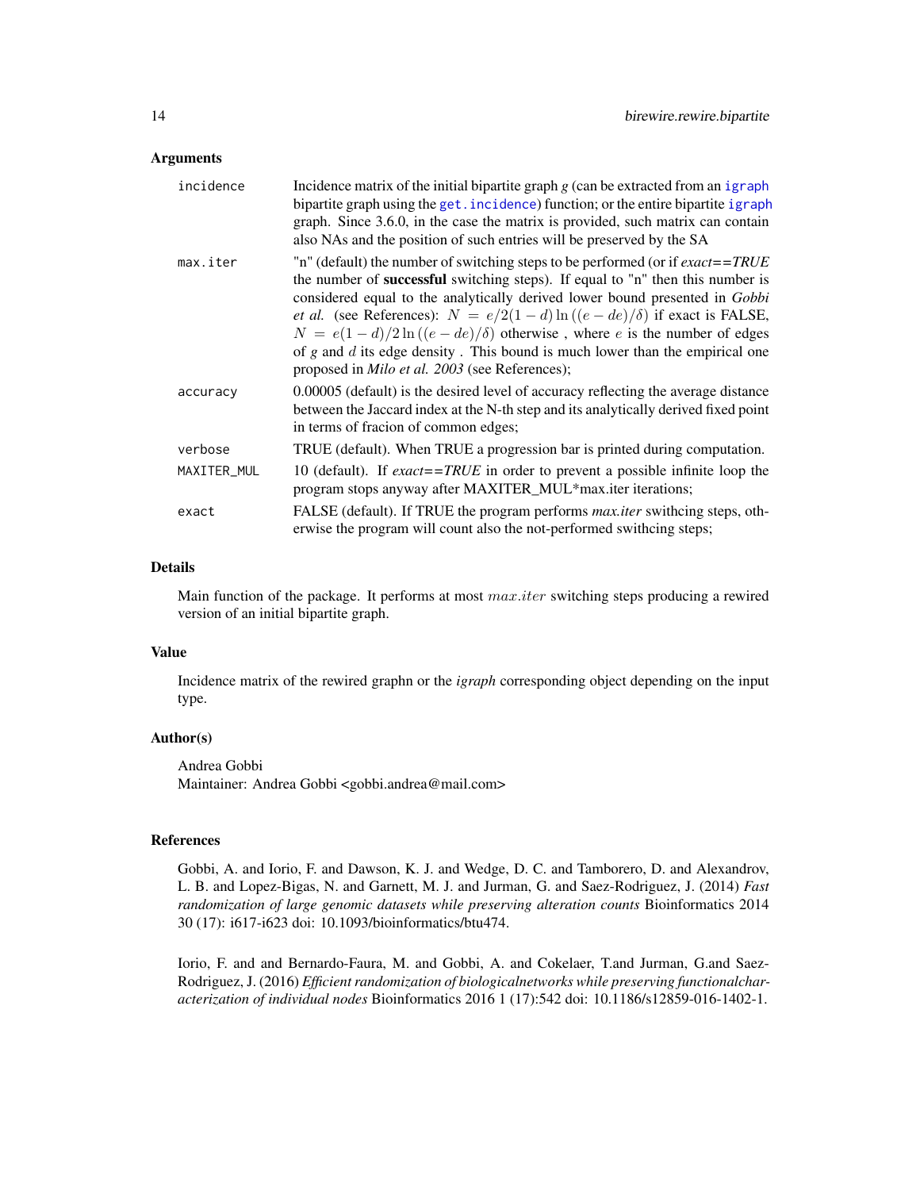### Arguments

| | |
|---|---|
| incidence | Incidence matrix of the initial bipartite graph *g* (can be extracted from an igraph bipartite graph using the get.incidence) function; or the entire bipartite igraph graph. Since 3.6.0, in the case the matrix is provided, such matrix can contain also NAs and the position of such entries will be preserved by the SA |
| max.iter | "n" (default) the number of switching steps to be performed (or if *exact==TRUE* the number of **successful** switching steps). If equal to "n" then this number is considered equal to the analytically derived lower bound presented in *Gobbi et al.* (see References): $N = e/2(1-d)\ln((e-de)/\delta)$ if exact is FALSE, $N = e(1-d)/2\ln((e-de)/\delta)$ otherwise , where $e$ is the number of edges of *g* and $d$ its edge density . This bound is much lower than the empirical one proposed in *Milo et al. 2003* (see References); |
| accuracy | 0.00005 (default) is the desired level of accuracy reflecting the average distance between the Jaccard index at the N-th step and its analytically derived fixed point in terms of fracion of common edges; |
| verbose | TRUE (default). When TRUE a progression bar is printed during computation. |
| MAXITER_MUL | 10 (default). If *exact==TRUE* in order to prevent a possible infinite loop the program stops anyway after MAXITER_MUL*max.iter iterations; |
| exact | FALSE (default). If TRUE the program performs *max.iter* swithcing steps, otherwise the program will count also the not-performed swithcing steps; |

### Details

Main function of the package. It performs at most $max.iter$ switching steps producing a rewired version of an initial bipartite graph.

### Value

Incidence matrix of the rewired graphn or the *igraph* corresponding object depending on the input type.

### Author(s)

Andrea Gobbi
Maintainer: Andrea Gobbi <gobbi.andrea@mail.com>

### References

Gobbi, A. and Iorio, F. and Dawson, K. J. and Wedge, D. C. and Tamborero, D. and Alexandrov, L. B. and Lopez-Bigas, N. and Garnett, M. J. and Jurman, G. and Saez-Rodriguez, J. (2014) *Fast randomization of large genomic datasets while preserving alteration counts* Bioinformatics 2014 30 (17): i617-i623 doi: 10.1093/bioinformatics/btu474.

Iorio, F. and and Bernardo-Faura, M. and Gobbi, A. and Cokelaer, T.and Jurman, G.and Saez-Rodriguez, J. (2016) *Efficient randomization of biologicalnetworks while preserving functionalcharacterization of individual nodes* Bioinformatics 2016 1 (17):542 doi: 10.1186/s12859-016-1402-1.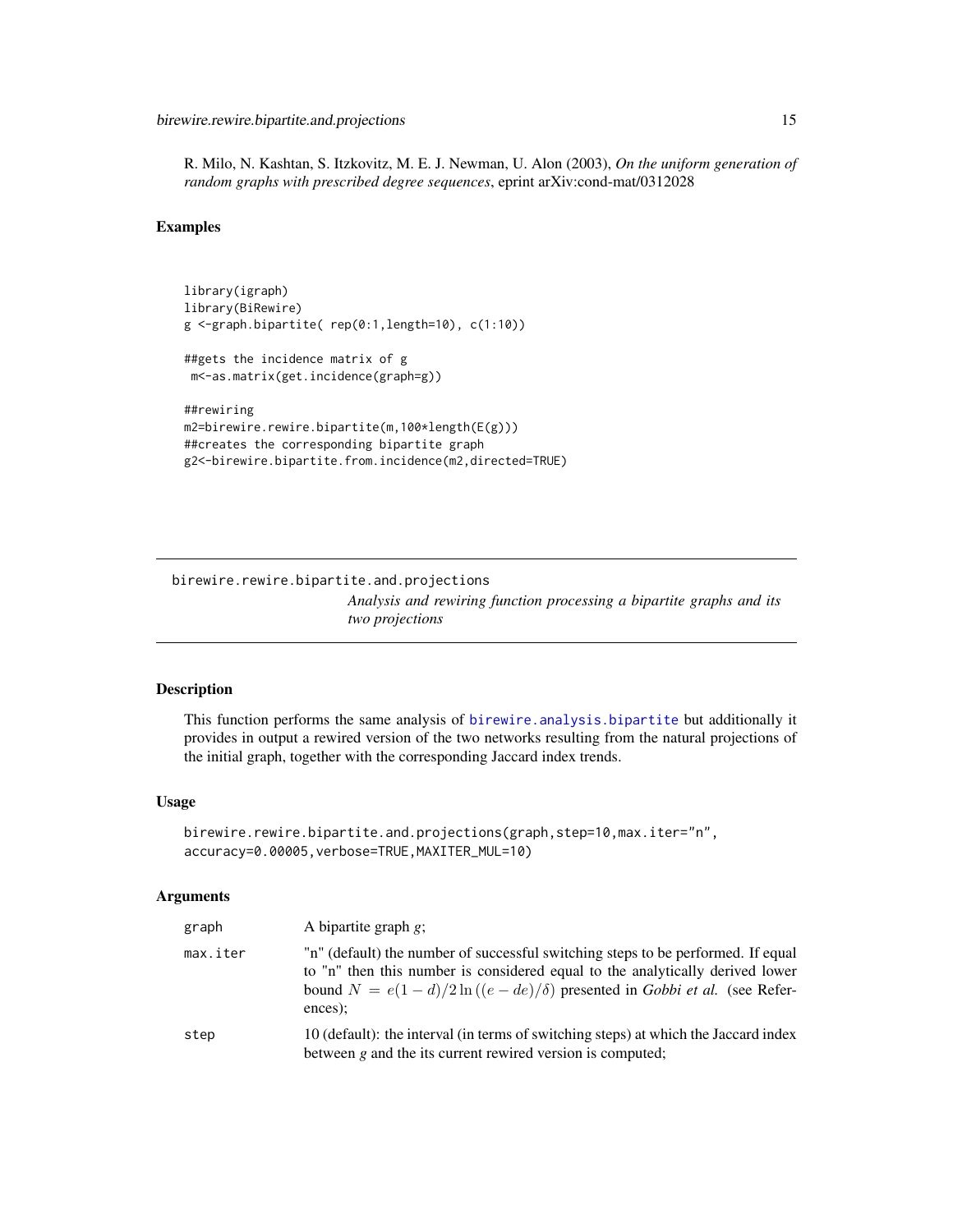R. Milo, N. Kashtan, S. Itzkovitz, M. E. J. Newman, U. Alon (2003), *On the uniform generation of random graphs with prescribed degree sequences*, eprint arXiv:cond-mat/0312028

## Examples

```
library(igraph)
library(BiRewire)
g <-graph.bipartite( rep(0:1,length=10), c(1:10))

##gets the incidence matrix of g
 m<-as.matrix(get.incidence(graph=g))

##rewiring
m2=birewire.rewire.bipartite(m,100*length(E(g)))
##creates the corresponding bipartite graph
g2<-birewire.bipartite.from.incidence(m2,directed=TRUE)
```

---

# birewire.rewire.bipartite.and.projections

*Analysis and rewiring function processing a bipartite graphs and its two projections*

---

## Description

This function performs the same analysis of birewire.analysis.bipartite but additionally it provides in output a rewired version of the two networks resulting from the natural projections of the initial graph, together with the corresponding Jaccard index trends.

## Usage

```
birewire.rewire.bipartite.and.projections(graph,step=10,max.iter="n",
accuracy=0.00005,verbose=TRUE,MAXITER_MUL=10)
```

## Arguments

| | |
|---|---|
| graph | A bipartite graph *g*; |
| max.iter | "n" (default) the number of successful switching steps to be performed. If equal to "n" then this number is considered equal to the analytically derived lower bound $N = e(1-d)/2 \ln((e-de)/\delta)$ presented in *Gobbi et al.* (see References); |
| step | 10 (default): the interval (in terms of switching steps) at which the Jaccard index between *g* and the its current rewired version is computed; |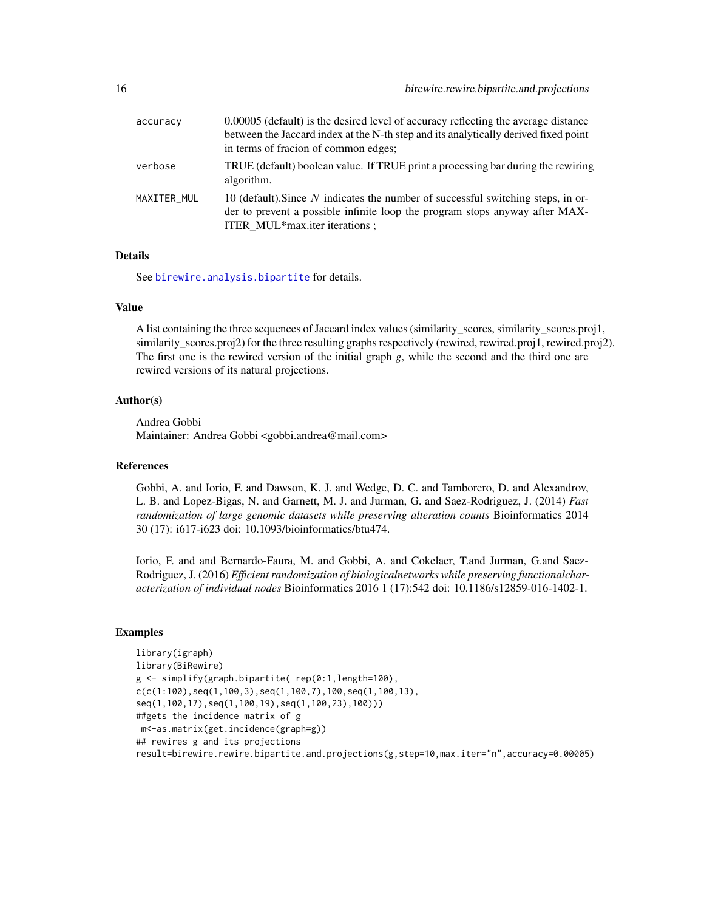| | |
|---|---|
| accuracy | 0.00005 (default) is the desired level of accuracy reflecting the average distance between the Jaccard index at the N-th step and its analytically derived fixed point in terms of fracion of common edges; |
| verbose | TRUE (default) boolean value. If TRUE print a processing bar during the rewiring algorithm. |
| MAXITER_MUL | 10 (default).Since $N$ indicates the number of successful switching steps, in order to prevent a possible infinite loop the program stops anyway after MAXITER_MUL*max.iter iterations ; |

## Details

See birewire.analysis.bipartite for details.

## Value

A list containing the three sequences of Jaccard index values (similarity_scores, similarity_scores.proj1, similarity_scores.proj2) for the three resulting graphs respectively (rewired, rewired.proj1, rewired.proj2). The first one is the rewired version of the initial graph $g$, while the second and the third one are rewired versions of its natural projections.

## Author(s)

Andrea Gobbi
Maintainer: Andrea Gobbi <gobbi.andrea@mail.com>

## References

Gobbi, A. and Iorio, F. and Dawson, K. J. and Wedge, D. C. and Tamborero, D. and Alexandrov, L. B. and Lopez-Bigas, N. and Garnett, M. J. and Jurman, G. and Saez-Rodriguez, J. (2014) *Fast randomization of large genomic datasets while preserving alteration counts* Bioinformatics 2014 30 (17): i617-i623 doi: 10.1093/bioinformatics/btu474.

Iorio, F. and and Bernardo-Faura, M. and Gobbi, A. and Cokelaer, T.and Jurman, G.and Saez-Rodriguez, J. (2016) *Efficient randomization of biologicalnetworks while preserving functionalcharacterization of individual nodes* Bioinformatics 2016 1 (17):542 doi: 10.1186/s12859-016-1402-1.

## Examples

```
library(igraph)
library(BiRewire)
g <- simplify(graph.bipartite( rep(0:1,length=100),
c(c(1:100),seq(1,100,3),seq(1,100,7),100,seq(1,100,13),
seq(1,100,17),seq(1,100,19),seq(1,100,23),100)))
##gets the incidence matrix of g
 m<-as.matrix(get.incidence(graph=g))
## rewires g and its projections
result=birewire.rewire.bipartite.and.projections(g,step=10,max.iter="n",accuracy=0.00005)
```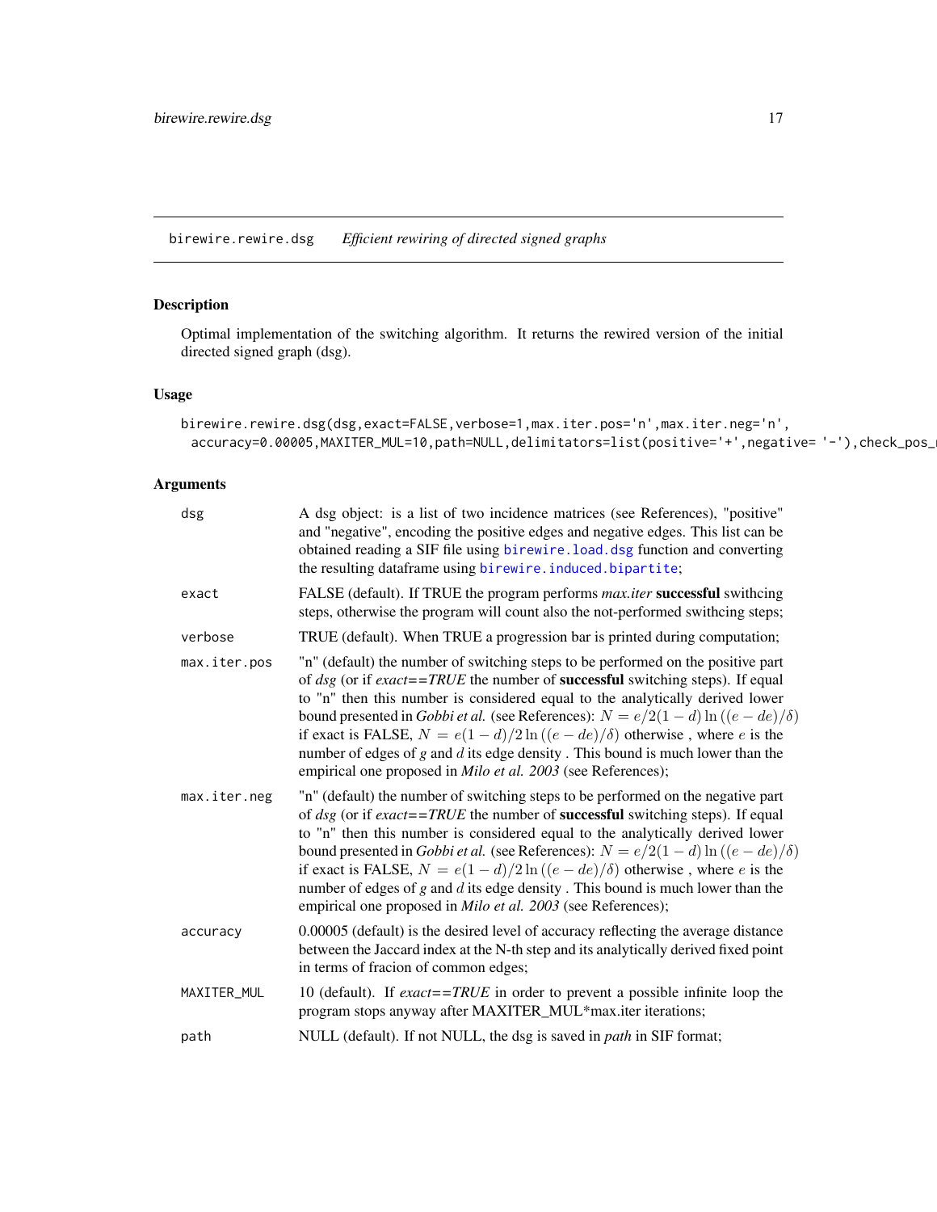birewire.rewire.dsg &nbsp;&nbsp;&nbsp; *Efficient rewiring of directed signed graphs*

## Description

Optimal implementation of the switching algorithm. It returns the rewired version of the initial directed signed graph (dsg).

## Usage

```
birewire.rewire.dsg(dsg,exact=FALSE,verbose=1,max.iter.pos='n',max.iter.neg='n',
  accuracy=0.00005,MAXITER_MUL=10,path=NULL,delimitators=list(positive='+',negative= '-'),check_pos_
```

## Arguments

| | |
|---|---|
| `dsg` | A dsg object: is a list of two incidence matrices (see References), "positive" and "negative", encoding the positive edges and negative edges. This list can be obtained reading a SIF file using `birewire.load.dsg` function and converting the resulting dataframe using `birewire.induced.bipartite`; |
| `exact` | FALSE (default). If TRUE the program performs *max.iter* **successful** swithcing steps, otherwise the program will count also the not-performed swithcing steps; |
| `verbose` | TRUE (default). When TRUE a progression bar is printed during computation; |
| `max.iter.pos` | "n" (default) the number of switching steps to be performed on the positive part of *dsg* (or if *exact==TRUE* the number of **successful** switching steps). If equal to "n" then this number is considered equal to the analytically derived lower bound presented in *Gobbi et al.* (see References): $N = e/2(1-d)\ln((e-de)/\delta)$ if exact is FALSE, $N = e(1-d)/2\ln((e-de)/\delta)$ otherwise , where $e$ is the number of edges of $g$ and $d$ its edge density . This bound is much lower than the empirical one proposed in *Milo et al. 2003* (see References); |
| `max.iter.neg` | "n" (default) the number of switching steps to be performed on the negative part of *dsg* (or if *exact==TRUE* the number of **successful** switching steps). If equal to "n" then this number is considered equal to the analytically derived lower bound presented in *Gobbi et al.* (see References): $N = e/2(1-d)\ln((e-de)/\delta)$ if exact is FALSE, $N = e(1-d)/2\ln((e-de)/\delta)$ otherwise , where $e$ is the number of edges of $g$ and $d$ its edge density . This bound is much lower than the empirical one proposed in *Milo et al. 2003* (see References); |
| `accuracy` | 0.00005 (default) is the desired level of accuracy reflecting the average distance between the Jaccard index at the N-th step and its analytically derived fixed point in terms of fracion of common edges; |
| `MAXITER_MUL` | 10 (default). If *exact==TRUE* in order to prevent a possible infinite loop the program stops anyway after MAXITER_MUL*max.iter iterations; |
| `path` | NULL (default). If not NULL, the dsg is saved in *path* in SIF format; |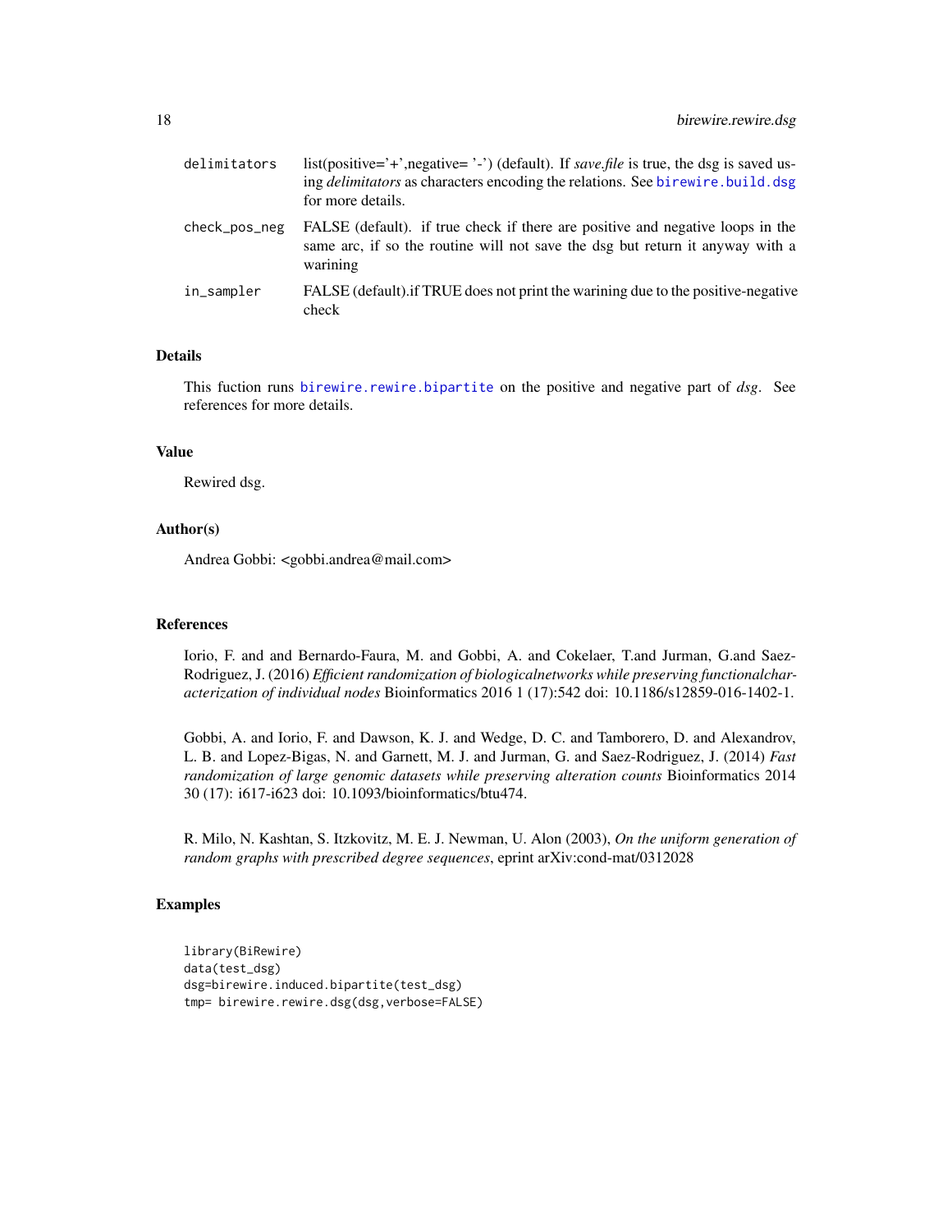| | |
|---|---|
| delimitators | list(positive='+',negative= '-') (default). If *save.file* is true, the dsg is saved using *delimitators* as characters encoding the relations. See birewire.build.dsg for more details. |
| check_pos_neg | FALSE (default). if true check if there are positive and negative loops in the same arc, if so the routine will not save the dsg but return it anyway with a warining |
| in_sampler | FALSE (default).if TRUE does not print the warining due to the positive-negative check |

### Details

This fuction runs birewire.rewire.bipartite on the positive and negative part of *dsg*. See references for more details.

### Value

Rewired dsg.

### Author(s)

Andrea Gobbi: <gobbi.andrea@mail.com>

### References

Iorio, F. and and Bernardo-Faura, M. and Gobbi, A. and Cokelaer, T.and Jurman, G.and Saez-Rodriguez, J. (2016) *Efficient randomization of biologicalnetworks while preserving functionalcharacterization of individual nodes* Bioinformatics 2016 1 (17):542 doi: 10.1186/s12859-016-1402-1.

Gobbi, A. and Iorio, F. and Dawson, K. J. and Wedge, D. C. and Tamborero, D. and Alexandrov, L. B. and Lopez-Bigas, N. and Garnett, M. J. and Jurman, G. and Saez-Rodriguez, J. (2014) *Fast randomization of large genomic datasets while preserving alteration counts* Bioinformatics 2014 30 (17): i617-i623 doi: 10.1093/bioinformatics/btu474.

R. Milo, N. Kashtan, S. Itzkovitz, M. E. J. Newman, U. Alon (2003), *On the uniform generation of random graphs with prescribed degree sequences*, eprint arXiv:cond-mat/0312028

### Examples

```
library(BiRewire)
data(test_dsg)
dsg=birewire.induced.bipartite(test_dsg)
tmp= birewire.rewire.dsg(dsg,verbose=FALSE)
```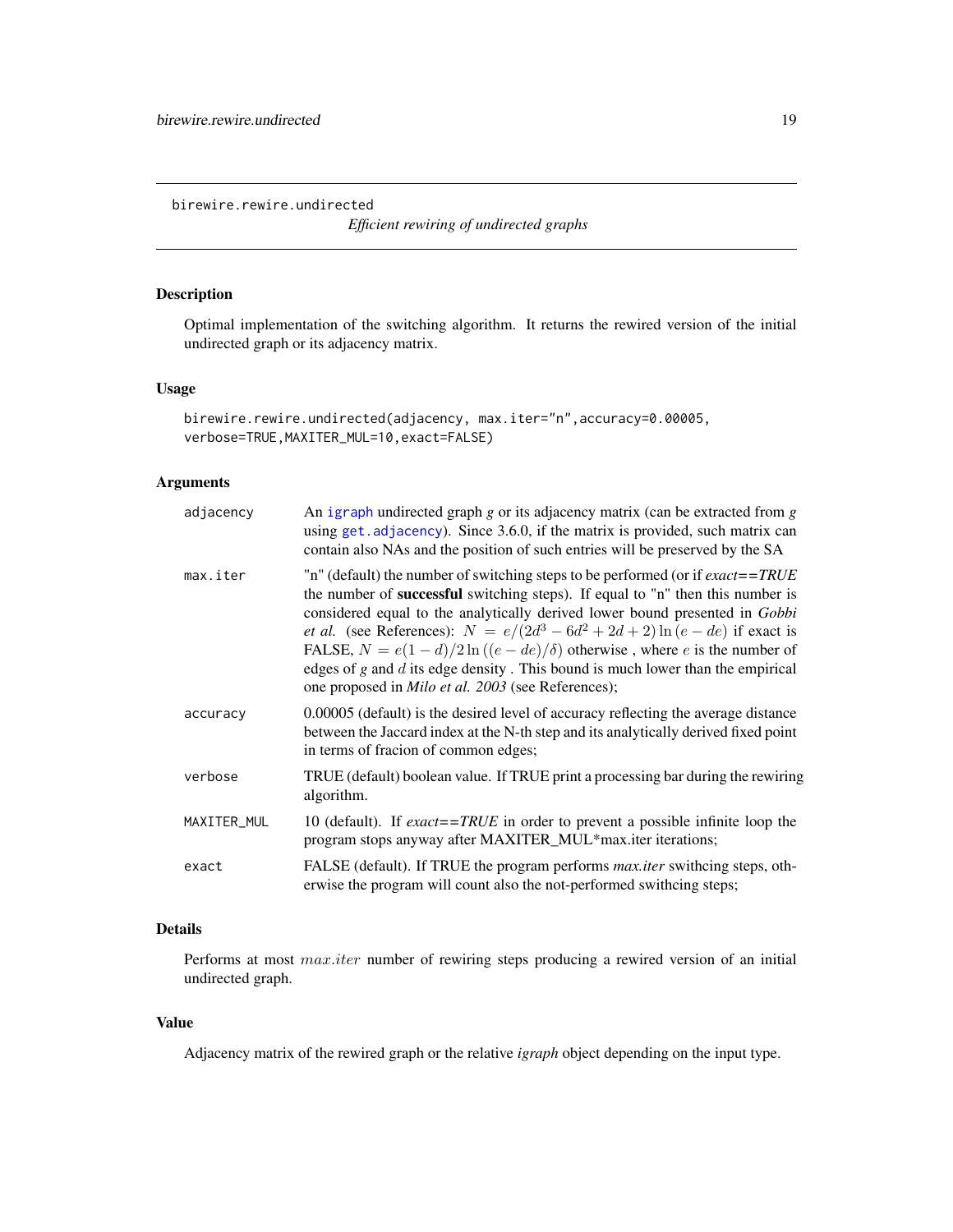# birewire.rewire.undirected

*Efficient rewiring of undirected graphs*

## Description

Optimal implementation of the switching algorithm. It returns the rewired version of the initial undirected graph or its adjacency matrix.

## Usage

```
birewire.rewire.undirected(adjacency, max.iter="n",accuracy=0.00005,
verbose=TRUE,MAXITER_MUL=10,exact=FALSE)
```

## Arguments

| | |
|---|---|
| adjacency | An igraph undirected graph *g* or its adjacency matrix (can be extracted from *g* using get.adjacency). Since 3.6.0, if the matrix is provided, such matrix can contain also NAs and the position of such entries will be preserved by the SA |
| max.iter | "n" (default) the number of switching steps to be performed (or if *exact==TRUE* the number of **successful** switching steps). If equal to "n" then this number is considered equal to the analytically derived lower bound presented in *Gobbi et al.* (see References): $N = e/(2d^3 - 6d^2 + 2d + 2) \ln (e - de)$ if exact is FALSE, $N = e(1-d)/2 \ln ((e - de)/\delta)$ otherwise , where $e$ is the number of edges of *g* and $d$ its edge density . This bound is much lower than the empirical one proposed in *Milo et al. 2003* (see References); |
| accuracy | 0.00005 (default) is the desired level of accuracy reflecting the average distance between the Jaccard index at the N-th step and its analytically derived fixed point in terms of fracion of common edges; |
| verbose | TRUE (default) boolean value. If TRUE print a processing bar during the rewiring algorithm. |
| MAXITER_MUL | 10 (default). If *exact==TRUE* in order to prevent a possible infinite loop the program stops anyway after MAXITER_MUL*max.iter iterations; |
| exact | FALSE (default). If TRUE the program performs *max.iter* swithcing steps, otherwise the program will count also the not-performed swithcing steps; |

## Details

Performs at most $max.iter$ number of rewiring steps producing a rewired version of an initial undirected graph.

## Value

Adjacency matrix of the rewired graph or the relative *igraph* object depending on the input type.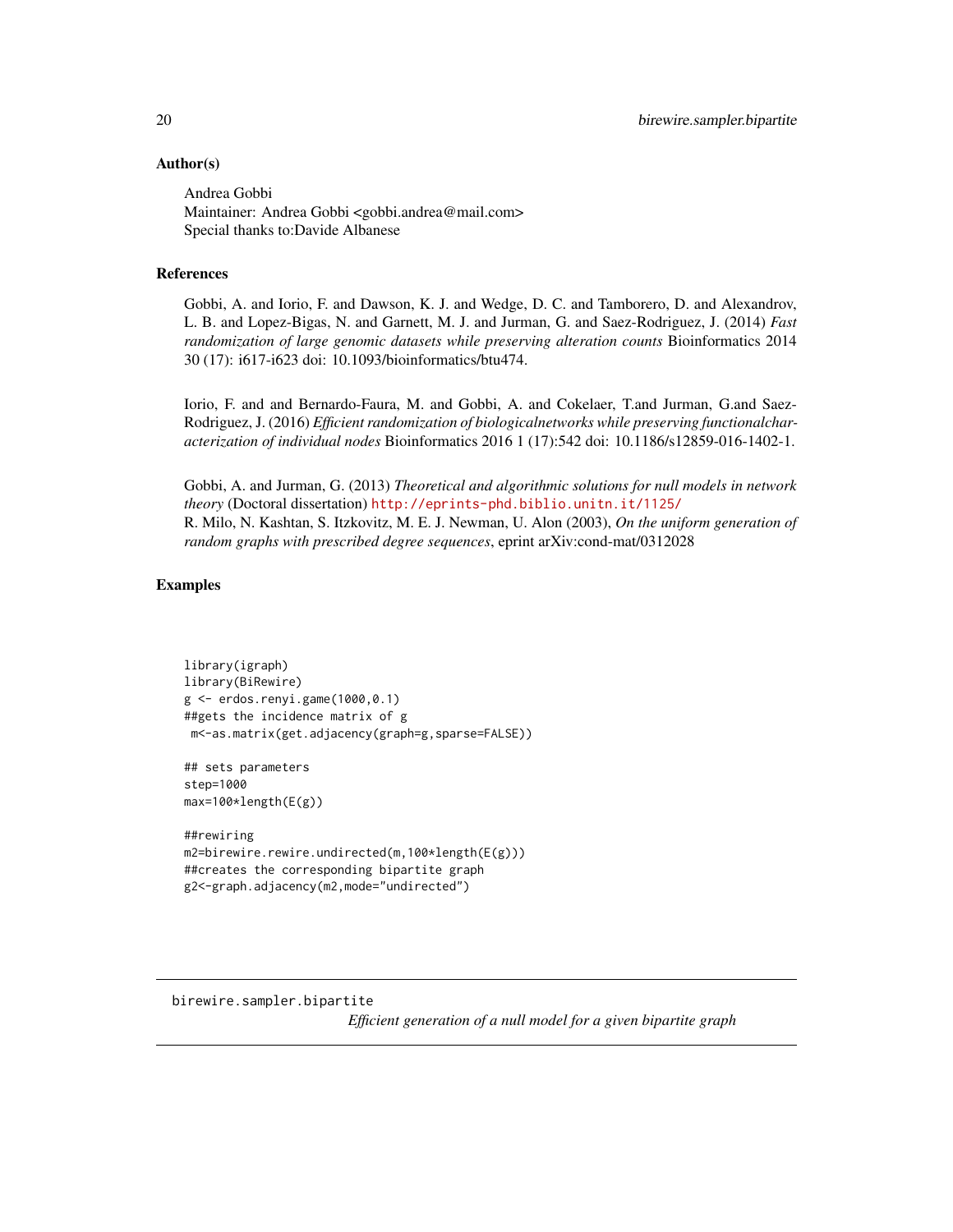## Author(s)

Andrea Gobbi
Maintainer: Andrea Gobbi <gobbi.andrea@mail.com>
Special thanks to:Davide Albanese

## References

Gobbi, A. and Iorio, F. and Dawson, K. J. and Wedge, D. C. and Tamborero, D. and Alexandrov, L. B. and Lopez-Bigas, N. and Garnett, M. J. and Jurman, G. and Saez-Rodriguez, J. (2014) *Fast randomization of large genomic datasets while preserving alteration counts* Bioinformatics 2014 30 (17): i617-i623 doi: 10.1093/bioinformatics/btu474.

Iorio, F. and and Bernardo-Faura, M. and Gobbi, A. and Cokelaer, T.and Jurman, G.and Saez-Rodriguez, J. (2016) *Efficient randomization of biologicalnetworks while preserving functionalcharacterization of individual nodes* Bioinformatics 2016 1 (17):542 doi: 10.1186/s12859-016-1402-1.

Gobbi, A. and Jurman, G. (2013) *Theoretical and algorithmic solutions for null models in network theory* (Doctoral dissertation) http://eprints-phd.biblio.unitn.it/1125/
R. Milo, N. Kashtan, S. Itzkovitz, M. E. J. Newman, U. Alon (2003), *On the uniform generation of random graphs with prescribed degree sequences*, eprint arXiv:cond-mat/0312028

## Examples

```
library(igraph)
library(BiRewire)
g <- erdos.renyi.game(1000,0.1)
##gets the incidence matrix of g
 m<-as.matrix(get.adjacency(graph=g,sparse=FALSE))

## sets parameters
step=1000
max=100*length(E(g))

##rewiring
m2=birewire.rewire.undirected(m,100*length(E(g)))
##creates the corresponding bipartite graph
g2<-graph.adjacency(m2,mode="undirected")
```

---

# birewire.sampler.bipartite — *Efficient generation of a null model for a given bipartite graph*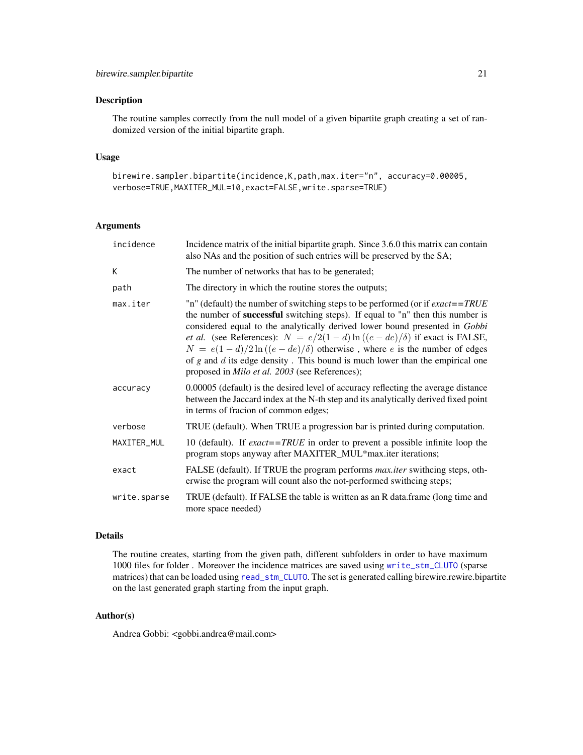## Description

The routine samples correctly from the null model of a given bipartite graph creating a set of randomized version of the initial bipartite graph.

## Usage

```
birewire.sampler.bipartite(incidence,K,path,max.iter="n", accuracy=0.00005,
verbose=TRUE,MAXITER_MUL=10,exact=FALSE,write.sparse=TRUE)
```

## Arguments

| | |
|---|---|
| incidence | Incidence matrix of the initial bipartite graph. Since 3.6.0 this matrix can contain also NAs and the position of such entries will be preserved by the SA; |
| K | The number of networks that has to be generated; |
| path | The directory in which the routine stores the outputs; |
| max.iter | "n" (default) the number of switching steps to be performed (or if *exact==TRUE* the number of **successful** switching steps). If equal to "n" then this number is considered equal to the analytically derived lower bound presented in *Gobbi et al.* (see References): $N = e/2(1-d)\ln((e-de)/\delta)$ if exact is FALSE, $N = e(1-d)/2\ln((e-de)/\delta)$ otherwise , where $e$ is the number of edges of $g$ and $d$ its edge density . This bound is much lower than the empirical one proposed in *Milo et al. 2003* (see References); |
| accuracy | 0.00005 (default) is the desired level of accuracy reflecting the average distance between the Jaccard index at the N-th step and its analytically derived fixed point in terms of fracion of common edges; |
| verbose | TRUE (default). When TRUE a progression bar is printed during computation. |
| MAXITER_MUL | 10 (default). If *exact==TRUE* in order to prevent a possible infinite loop the program stops anyway after MAXITER_MUL*max.iter iterations; |
| exact | FALSE (default). If TRUE the program performs *max.iter* swithcing steps, otherwise the program will count also the not-performed swithcing steps; |
| write.sparse | TRUE (default). If FALSE the table is written as an R data.frame (long time and more space needed) |

## Details

The routine creates, starting from the given path, different subfolders in order to have maximum 1000 files for folder . Moreover the incidence matrices are saved using `write_stm_CLUTO` (sparse matrices) that can be loaded using `read_stm_CLUTO`. The set is generated calling birewire.rewire.bipartite on the last generated graph starting from the input graph.

## Author(s)

Andrea Gobbi: <gobbi.andrea@mail.com>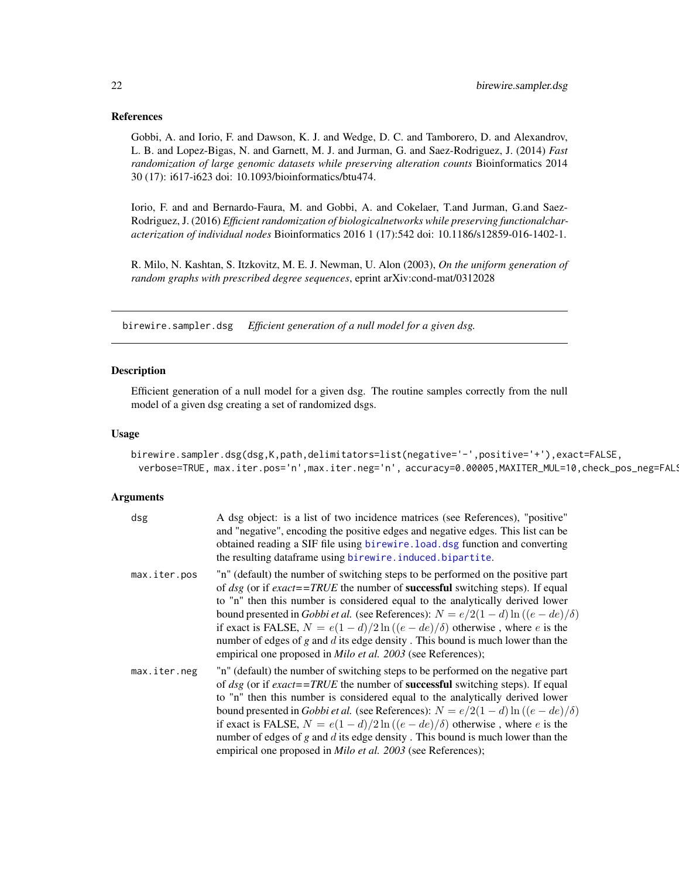### References

Gobbi, A. and Iorio, F. and Dawson, K. J. and Wedge, D. C. and Tamborero, D. and Alexandrov, L. B. and Lopez-Bigas, N. and Garnett, M. J. and Jurman, G. and Saez-Rodriguez, J. (2014) *Fast randomization of large genomic datasets while preserving alteration counts* Bioinformatics 2014 30 (17): i617-i623 doi: 10.1093/bioinformatics/btu474.

Iorio, F. and and Bernardo-Faura, M. and Gobbi, A. and Cokelaer, T.and Jurman, G.and Saez-Rodriguez, J. (2016) *Efficient randomization of biologicalnetworks while preserving functionalcharacterization of individual nodes* Bioinformatics 2016 1 (17):542 doi: 10.1186/s12859-016-1402-1.

R. Milo, N. Kashtan, S. Itzkovitz, M. E. J. Newman, U. Alon (2003), *On the uniform generation of random graphs with prescribed degree sequences*, eprint arXiv:cond-mat/0312028

---

## birewire.sampler.dsg — *Efficient generation of a null model for a given dsg.*

### Description

Efficient generation of a null model for a given dsg. The routine samples correctly from the null model of a given dsg creating a set of randomized dsgs.

### Usage

```
birewire.sampler.dsg(dsg,K,path,delimitators=list(negative='-',positive='+'),exact=FALSE,
  verbose=TRUE, max.iter.pos='n',max.iter.neg='n', accuracy=0.00005,MAXITER_MUL=10,check_pos_neg=FALS
```

### Arguments

| | |
|---|---|
| dsg | A dsg object: is a list of two incidence matrices (see References), "positive" and "negative", encoding the positive edges and negative edges. This list can be obtained reading a SIF file using birewire.load.dsg function and converting the resulting dataframe using birewire.induced.bipartite. |
| max.iter.pos | "n" (default) the number of switching steps to be performed on the positive part of *dsg* (or if *exact==TRUE* the number of **successful** switching steps). If equal to "n" then this number is considered equal to the analytically derived lower bound presented in *Gobbi et al.* (see References): $N = e/2(1-d)\ln((e-de)/\delta)$ if exact is FALSE, $N = e(1-d)/2\ln((e-de)/\delta)$ otherwise , where $e$ is the number of edges of *g* and $d$ its edge density . This bound is much lower than the empirical one proposed in *Milo et al. 2003* (see References); |
| max.iter.neg | "n" (default) the number of switching steps to be performed on the negative part of *dsg* (or if *exact==TRUE* the number of **successful** switching steps). If equal to "n" then this number is considered equal to the analytically derived lower bound presented in *Gobbi et al.* (see References): $N = e/2(1-d)\ln((e-de)/\delta)$ if exact is FALSE, $N = e(1-d)/2\ln((e-de)/\delta)$ otherwise , where $e$ is the number of edges of *g* and $d$ its edge density . This bound is much lower than the empirical one proposed in *Milo et al. 2003* (see References); |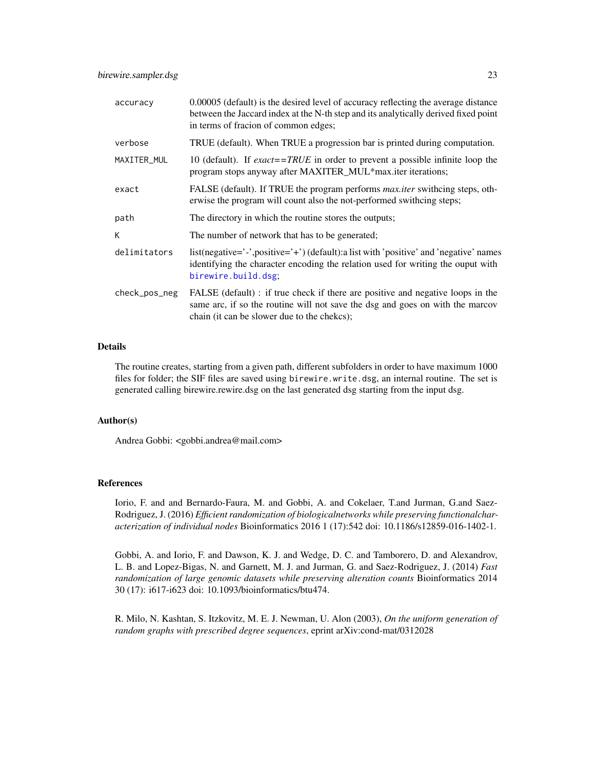| | |
|---|---|
| `accuracy` | 0.00005 (default) is the desired level of accuracy reflecting the average distance between the Jaccard index at the N-th step and its analytically derived fixed point in terms of fracion of common edges; |
| `verbose` | TRUE (default). When TRUE a progression bar is printed during computation. |
| `MAXITER_MUL` | 10 (default). If *exact==TRUE* in order to prevent a possible infinite loop the program stops anyway after MAXITER_MUL*max.iter iterations; |
| `exact` | FALSE (default). If TRUE the program performs *max.iter* swithcing steps, otherwise the program will count also the not-performed swithcing steps; |
| `path` | The directory in which the routine stores the outputs; |
| `K` | The number of network that has to be generated; |
| `delimitators` | list(negative='-',positive='+') (default):a list with 'positive' and 'negative' names identifying the character encoding the relation used for writing the ouput with `birewire.build.dsg`; |
| `check_pos_neg` | FALSE (default) : if true check if there are positive and negative loops in the same arc, if so the routine will not save the dsg and goes on with the marcov chain (it can be slower due to the chekcs); |

## Details

The routine creates, starting from a given path, different subfolders in order to have maximum 1000 files for folder; the SIF files are saved using `birewire.write.dsg`, an internal routine. The set is generated calling birewire.rewire.dsg on the last generated dsg starting from the input dsg.

## Author(s)

Andrea Gobbi: <gobbi.andrea@mail.com>

## References

Iorio, F. and and Bernardo-Faura, M. and Gobbi, A. and Cokelaer, T.and Jurman, G.and Saez-Rodriguez, J. (2016) *Efficient randomization of biologicalnetworks while preserving functionalcharacterization of individual nodes* Bioinformatics 2016 1 (17):542 doi: 10.1186/s12859-016-1402-1.

Gobbi, A. and Iorio, F. and Dawson, K. J. and Wedge, D. C. and Tamborero, D. and Alexandrov, L. B. and Lopez-Bigas, N. and Garnett, M. J. and Jurman, G. and Saez-Rodriguez, J. (2014) *Fast randomization of large genomic datasets while preserving alteration counts* Bioinformatics 2014 30 (17): i617-i623 doi: 10.1093/bioinformatics/btu474.

R. Milo, N. Kashtan, S. Itzkovitz, M. E. J. Newman, U. Alon (2003), *On the uniform generation of random graphs with prescribed degree sequences*, eprint arXiv:cond-mat/0312028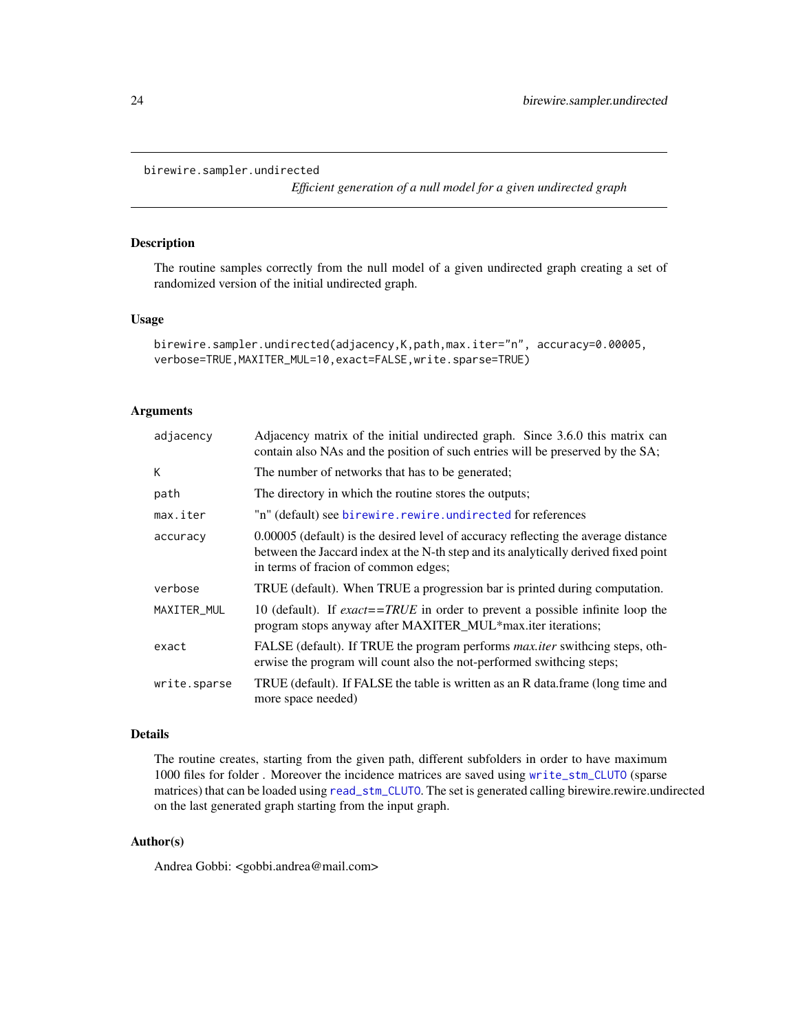birewire.sampler.undirected

*Efficient generation of a null model for a given undirected graph*

## Description

The routine samples correctly from the null model of a given undirected graph creating a set of randomized version of the initial undirected graph.

## Usage

```
birewire.sampler.undirected(adjacency,K,path,max.iter="n", accuracy=0.00005,
verbose=TRUE,MAXITER_MUL=10,exact=FALSE,write.sparse=TRUE)
```

## Arguments

| | |
|---|---|
| adjacency | Adjacency matrix of the initial undirected graph. Since 3.6.0 this matrix can contain also NAs and the position of such entries will be preserved by the SA; |
| K | The number of networks that has to be generated; |
| path | The directory in which the routine stores the outputs; |
| max.iter | "n" (default) see birewire.rewire.undirected for references |
| accuracy | 0.00005 (default) is the desired level of accuracy reflecting the average distance between the Jaccard index at the N-th step and its analytically derived fixed point in terms of fracion of common edges; |
| verbose | TRUE (default). When TRUE a progression bar is printed during computation. |
| MAXITER_MUL | 10 (default). If *exact==TRUE* in order to prevent a possible infinite loop the program stops anyway after MAXITER_MUL*max.iter iterations; |
| exact | FALSE (default). If TRUE the program performs *max.iter* swithcing steps, otherwise the program will count also the not-performed swithcing steps; |
| write.sparse | TRUE (default). If FALSE the table is written as an R data.frame (long time and more space needed) |

## Details

The routine creates, starting from the given path, different subfolders in order to have maximum 1000 files for folder . Moreover the incidence matrices are saved using write_stm_CLUTO (sparse matrices) that can be loaded using read_stm_CLUTO. The set is generated calling birewire.rewire.undirected on the last generated graph starting from the input graph.

## Author(s)

Andrea Gobbi: <gobbi.andrea@mail.com>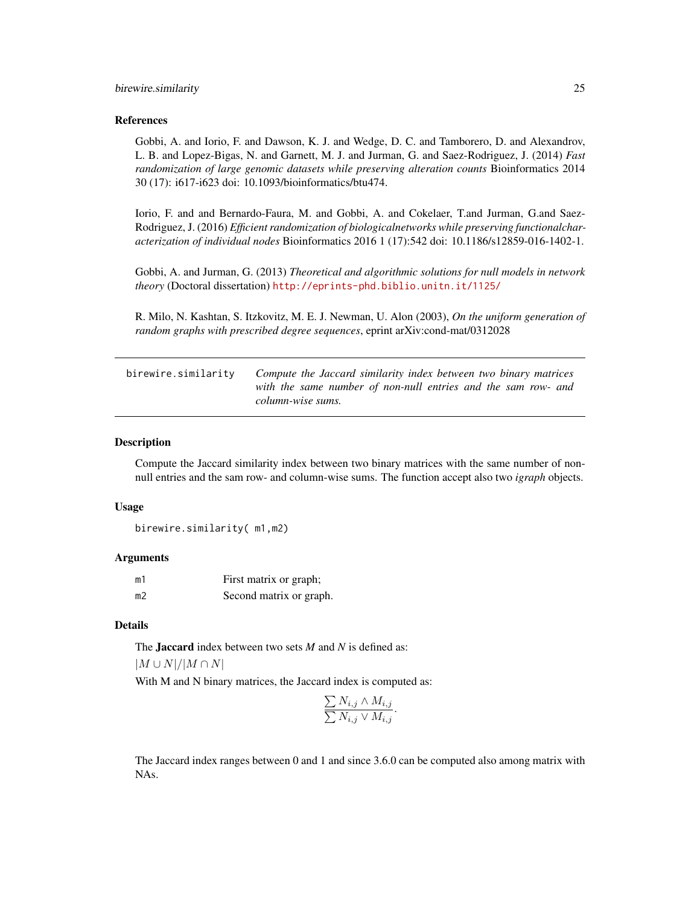### References

Gobbi, A. and Iorio, F. and Dawson, K. J. and Wedge, D. C. and Tamborero, D. and Alexandrov, L. B. and Lopez-Bigas, N. and Garnett, M. J. and Jurman, G. and Saez-Rodriguez, J. (2014) *Fast randomization of large genomic datasets while preserving alteration counts* Bioinformatics 2014 30 (17): i617-i623 doi: 10.1093/bioinformatics/btu474.

Iorio, F. and and Bernardo-Faura, M. and Gobbi, A. and Cokelaer, T.and Jurman, G.and Saez-Rodriguez, J. (2016) *Efficient randomization of biologicalnetworks while preserving functionalcharacterization of individual nodes* Bioinformatics 2016 1 (17):542 doi: 10.1186/s12859-016-1402-1.

Gobbi, A. and Jurman, G. (2013) *Theoretical and algorithmic solutions for null models in network theory* (Doctoral dissertation) http://eprints-phd.biblio.unitn.it/1125/

R. Milo, N. Kashtan, S. Itzkovitz, M. E. J. Newman, U. Alon (2003), *On the uniform generation of random graphs with prescribed degree sequences*, eprint arXiv:cond-mat/0312028

---

## birewire.similarity

*Compute the Jaccard similarity index between two binary matrices with the same number of non-null entries and the sam row- and column-wise sums.*

---

### Description

Compute the Jaccard similarity index between two binary matrices with the same number of non-null entries and the sam row- and column-wise sums. The function accept also two *igraph* objects.

### Usage

```
birewire.similarity( m1,m2)
```

### Arguments

| | |
|---|---|
| m1 | First matrix or graph; |
| m2 | Second matrix or graph. |

### Details

The **Jaccard** index between two sets *M* and *N* is defined as:

$|M \cup N|/|M \cap N|$

With M and N binary matrices, the Jaccard index is computed as:

$$\frac{\sum N_{i,j} \wedge M_{i,j}}{\sum N_{i,j} \vee M_{i,j}}.$$

The Jaccard index ranges between 0 and 1 and since 3.6.0 can be computed also among matrix with NAs.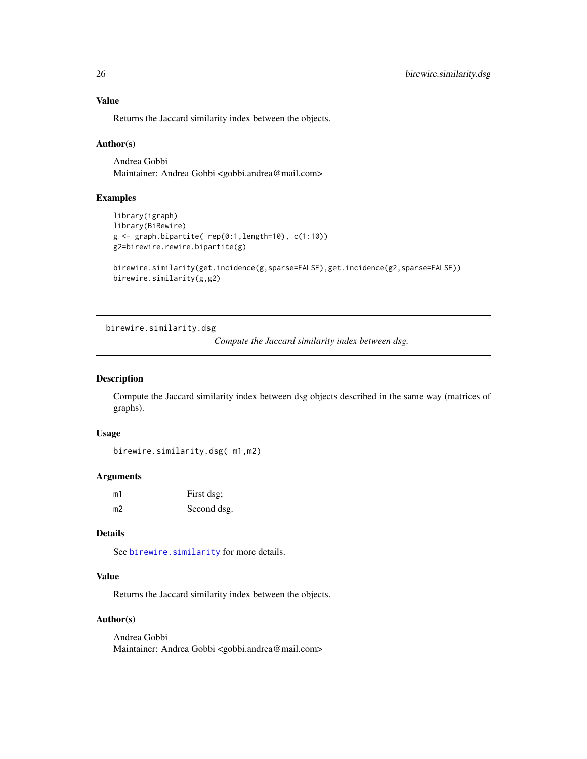### Value

Returns the Jaccard similarity index between the objects.

### Author(s)

Andrea Gobbi
Maintainer: Andrea Gobbi <gobbi.andrea@mail.com>

### Examples

```
library(igraph)
library(BiRewire)
g <- graph.bipartite( rep(0:1,length=10), c(1:10))
g2=birewire.rewire.bipartite(g)

birewire.similarity(get.incidence(g,sparse=FALSE),get.incidence(g2,sparse=FALSE))
birewire.similarity(g,g2)
```

---

## birewire.similarity.dsg

*Compute the Jaccard similarity index between dsg.*

---

### Description

Compute the Jaccard similarity index between dsg objects described in the same way (matrices of graphs).

### Usage

```
birewire.similarity.dsg( m1,m2)
```

### Arguments

| | |
|---|---|
| m1 | First dsg; |
| m2 | Second dsg. |

### Details

See birewire.similarity for more details.

### Value

Returns the Jaccard similarity index between the objects.

### Author(s)

Andrea Gobbi
Maintainer: Andrea Gobbi <gobbi.andrea@mail.com>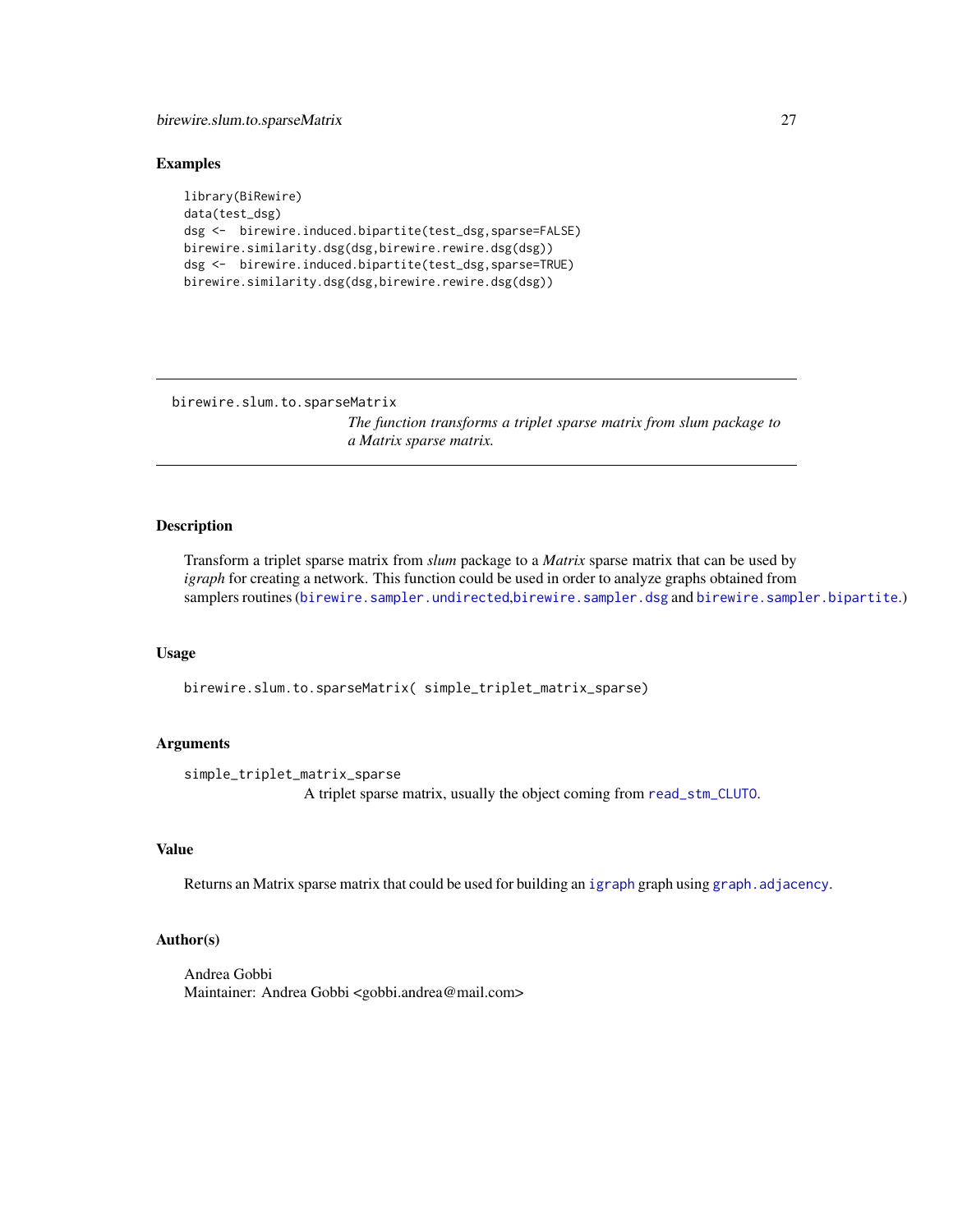## Examples

```
library(BiRewire)
data(test_dsg)
dsg <-  birewire.induced.bipartite(test_dsg,sparse=FALSE)
birewire.similarity.dsg(dsg,birewire.rewire.dsg(dsg))
dsg <-  birewire.induced.bipartite(test_dsg,sparse=TRUE)
birewire.similarity.dsg(dsg,birewire.rewire.dsg(dsg))
```

---

# birewire.slum.to.sparseMatrix

*The function transforms a triplet sparse matrix from slum package to a Matrix sparse matrix.*

---

## Description

Transform a triplet sparse matrix from *slum* package to a *Matrix* sparse matrix that can be used by *igraph* for creating a network. This function could be used in order to analyze graphs obtained from samplers routines (`birewire.sampler.undirected`,`birewire.sampler.dsg` and `birewire.sampler.bipartite`.)

## Usage

```
birewire.slum.to.sparseMatrix( simple_triplet_matrix_sparse)
```

## Arguments

`simple_triplet_matrix_sparse`
A triplet sparse matrix, usually the object coming from `read_stm_CLUTO`.

## Value

Returns an Matrix sparse matrix that could be used for building an `igraph` graph using `graph.adjacency`.

## Author(s)

Andrea Gobbi
Maintainer: Andrea Gobbi <gobbi.andrea@mail.com>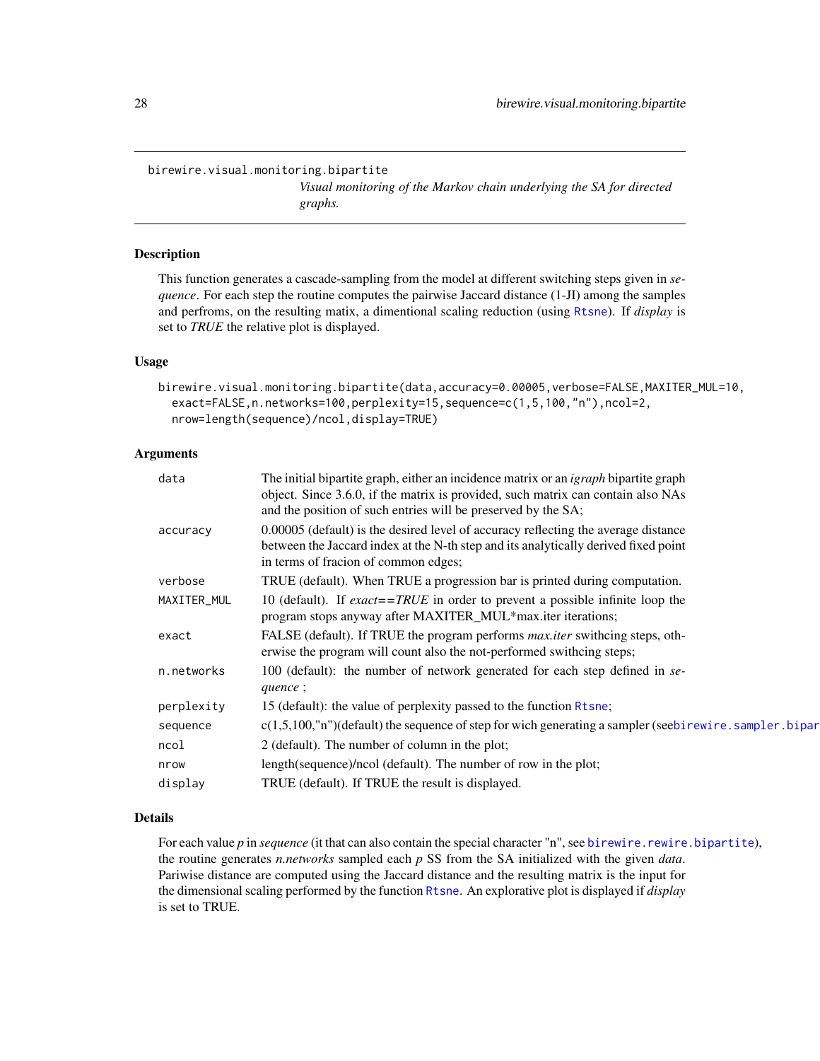birewire.visual.monitoring.bipartite

*Visual monitoring of the Markov chain underlying the SA for directed graphs.*

## Description

This function generates a cascade-sampling from the model at different switching steps given in *sequence*. For each step the routine computes the pairwise Jaccard distance (1-JI) among the samples and perfroms, on the resulting matix, a dimentional scaling reduction (using Rtsne). If *display* is set to *TRUE* the relative plot is displayed.

## Usage

```
birewire.visual.monitoring.bipartite(data,accuracy=0.00005,verbose=FALSE,MAXITER_MUL=10,
  exact=FALSE,n.networks=100,perplexity=15,sequence=c(1,5,100,"n"),ncol=2,
  nrow=length(sequence)/ncol,display=TRUE)
```

## Arguments

| | |
|---|---|
| `data` | The initial bipartite graph, either an incidence matrix or an *igraph* bipartite graph object. Since 3.6.0, if the matrix is provided, such matrix can contain also NAs and the position of such entries will be preserved by the SA; |
| `accuracy` | 0.00005 (default) is the desired level of accuracy reflecting the average distance between the Jaccard index at the N-th step and its analytically derived fixed point in terms of fracion of common edges; |
| `verbose` | TRUE (default). When TRUE a progression bar is printed during computation. |
| `MAXITER_MUL` | 10 (default). If *exact==TRUE* in order to prevent a possible infinite loop the program stops anyway after MAXITER_MUL*max.iter iterations; |
| `exact` | FALSE (default). If TRUE the program performs *max.iter* swithcing steps, otherwise the program will count also the not-performed swithcing steps; |
| `n.networks` | 100 (default): the number of network generated for each step defined in *sequence* ; |
| `perplexity` | 15 (default): the value of perplexity passed to the function Rtsne; |
| `sequence` | c(1,5,100,"n")(default) the sequence of step for wich generating a sampler (seebirewire.sampler.bipar |
| `ncol` | 2 (default). The number of column in the plot; |
| `nrow` | length(sequence)/ncol (default). The number of row in the plot; |
| `display` | TRUE (default). If TRUE the result is displayed. |

## Details

For each value *p* in *sequence* (it that can also contain the special character "n", see birewire.rewire.bipartite), the routine generates *n.networks* sampled each *p* SS from the SA initialized with the given *data*. Pariwise distance are computed using the Jaccard distance and the resulting matrix is the input for the dimensional scaling performed by the function Rtsne. An explorative plot is displayed if *display* is set to TRUE.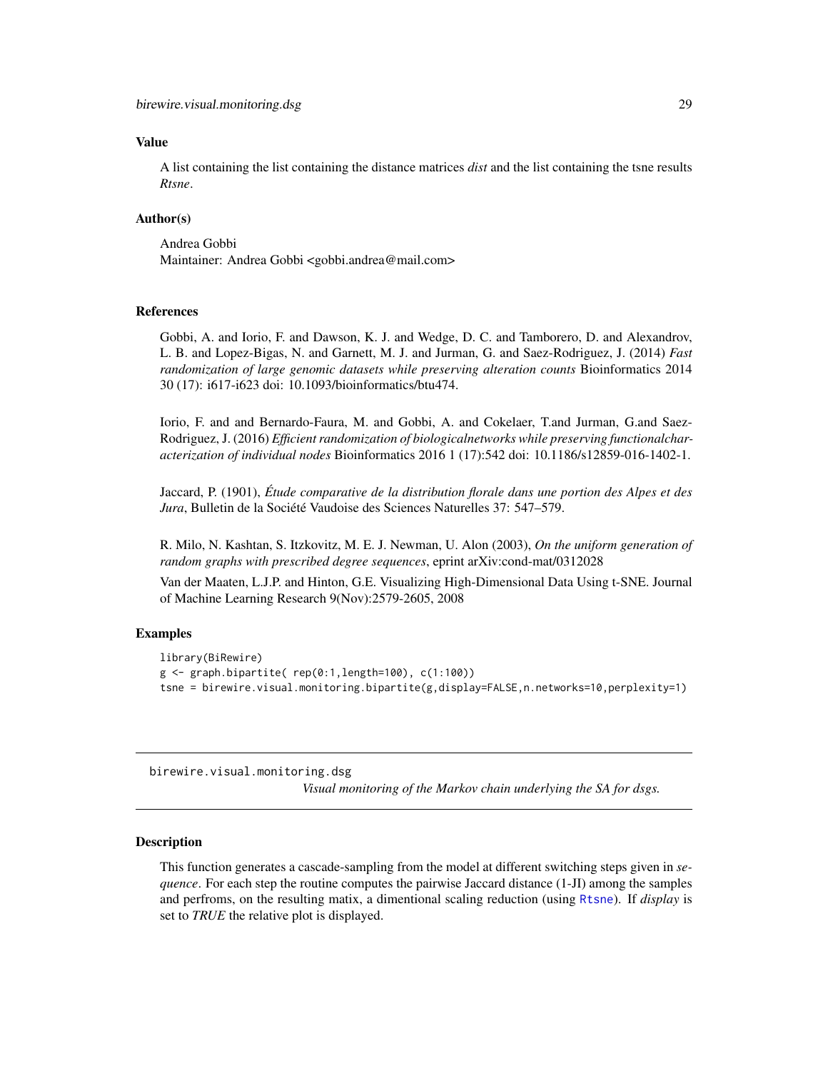### Value

A list containing the list containing the distance matrices *dist* and the list containing the tsne results *Rtsne*.

### Author(s)

Andrea Gobbi
Maintainer: Andrea Gobbi <gobbi.andrea@mail.com>

### References

Gobbi, A. and Iorio, F. and Dawson, K. J. and Wedge, D. C. and Tamborero, D. and Alexandrov, L. B. and Lopez-Bigas, N. and Garnett, M. J. and Jurman, G. and Saez-Rodriguez, J. (2014) *Fast randomization of large genomic datasets while preserving alteration counts* Bioinformatics 2014 30 (17): i617-i623 doi: 10.1093/bioinformatics/btu474.

Iorio, F. and and Bernardo-Faura, M. and Gobbi, A. and Cokelaer, T.and Jurman, G.and Saez-Rodriguez, J. (2016) *Efficient randomization of biologicalnetworks while preserving functionalcharacterization of individual nodes* Bioinformatics 2016 1 (17):542 doi: 10.1186/s12859-016-1402-1.

Jaccard, P. (1901), *Étude comparative de la distribution florale dans une portion des Alpes et des Jura*, Bulletin de la Société Vaudoise des Sciences Naturelles 37: 547–579.

R. Milo, N. Kashtan, S. Itzkovitz, M. E. J. Newman, U. Alon (2003), *On the uniform generation of random graphs with prescribed degree sequences*, eprint arXiv:cond-mat/0312028

Van der Maaten, L.J.P. and Hinton, G.E. Visualizing High-Dimensional Data Using t-SNE. Journal of Machine Learning Research 9(Nov):2579-2605, 2008

### Examples

```
library(BiRewire)
g <- graph.bipartite( rep(0:1,length=100), c(1:100))
tsne = birewire.visual.monitoring.bipartite(g,display=FALSE,n.networks=10,perplexity=1)
```

---

## birewire.visual.monitoring.dsg

*Visual monitoring of the Markov chain underlying the SA for dsgs.*

---

### Description

This function generates a cascade-sampling from the model at different switching steps given in *sequence*. For each step the routine computes the pairwise Jaccard distance (1-JI) among the samples and perfroms, on the resulting matix, a dimentional scaling reduction (using Rtsne). If *display* is set to *TRUE* the relative plot is displayed.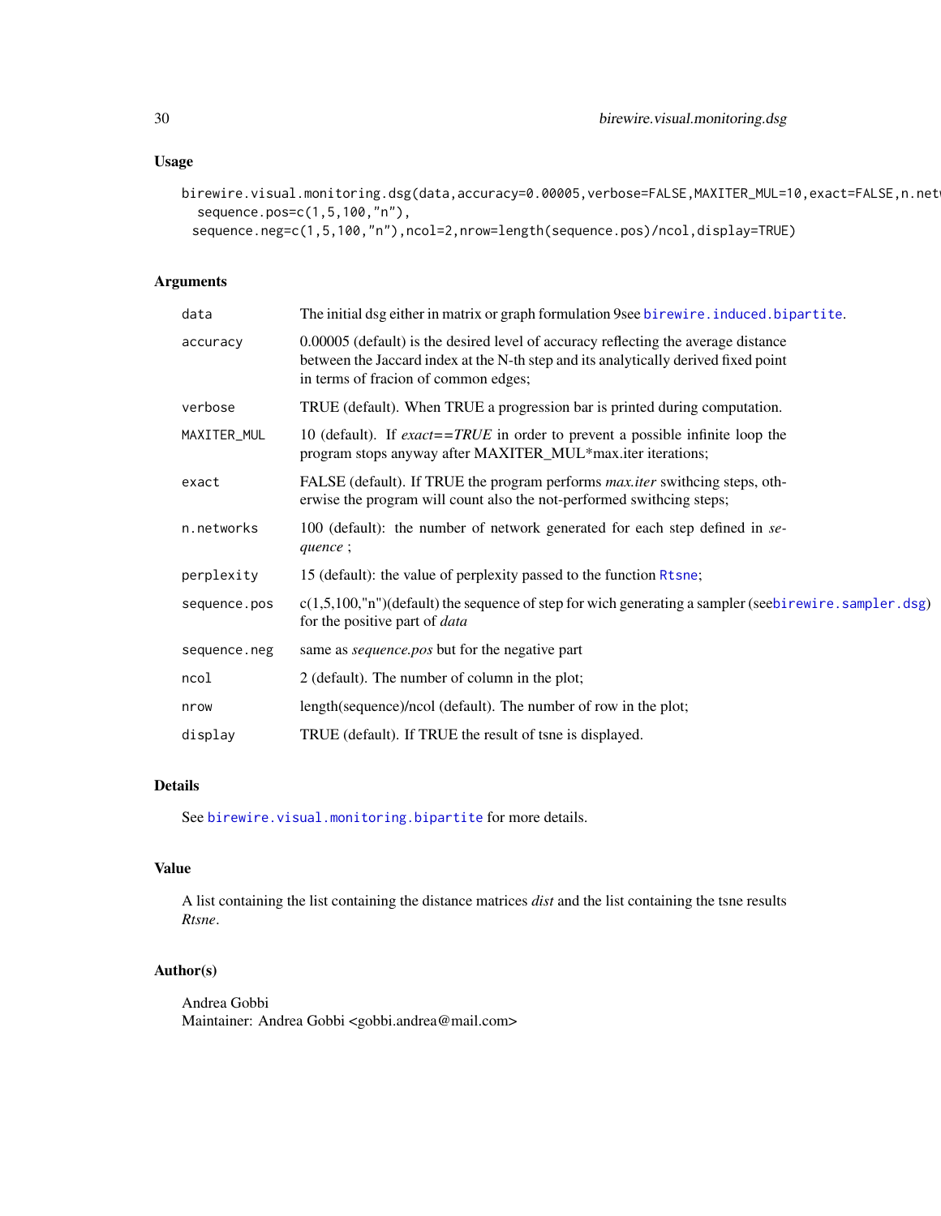### Usage

```
birewire.visual.monitoring.dsg(data,accuracy=0.00005,verbose=FALSE,MAXITER_MUL=10,exact=FALSE,n.netw
  sequence.pos=c(1,5,100,"n"),
 sequence.neg=c(1,5,100,"n"),ncol=2,nrow=length(sequence.pos)/ncol,display=TRUE)
```

### Arguments

| | |
|---|---|
| `data` | The initial dsg either in matrix or graph formulation 9see `birewire.induced.bipartite`. |
| `accuracy` | 0.00005 (default) is the desired level of accuracy reflecting the average distance between the Jaccard index at the N-th step and its analytically derived fixed point in terms of fracion of common edges; |
| `verbose` | TRUE (default). When TRUE a progression bar is printed during computation. |
| `MAXITER_MUL` | 10 (default). If *exact==TRUE* in order to prevent a possible infinite loop the program stops anyway after MAXITER_MUL*max.iter iterations; |
| `exact` | FALSE (default). If TRUE the program performs *max.iter* swithcing steps, otherwise the program will count also the not-performed swithcing steps; |
| `n.networks` | 100 (default): the number of network generated for each step defined in *sequence* ; |
| `perplexity` | 15 (default): the value of perplexity passed to the function `Rtsne`; |
| `sequence.pos` | c(1,5,100,"n")(default) the sequence of step for wich generating a sampler (see`birewire.sampler.dsg`) for the positive part of *data* |
| `sequence.neg` | same as *sequence.pos* but for the negative part |
| `ncol` | 2 (default). The number of column in the plot; |
| `nrow` | length(sequence)/ncol (default). The number of row in the plot; |
| `display` | TRUE (default). If TRUE the result of tsne is displayed. |

### Details

See `birewire.visual.monitoring.bipartite` for more details.

### Value

A list containing the list containing the distance matrices *dist* and the list containing the tsne results *Rtsne*.

### Author(s)

Andrea Gobbi
Maintainer: Andrea Gobbi <gobbi.andrea@mail.com>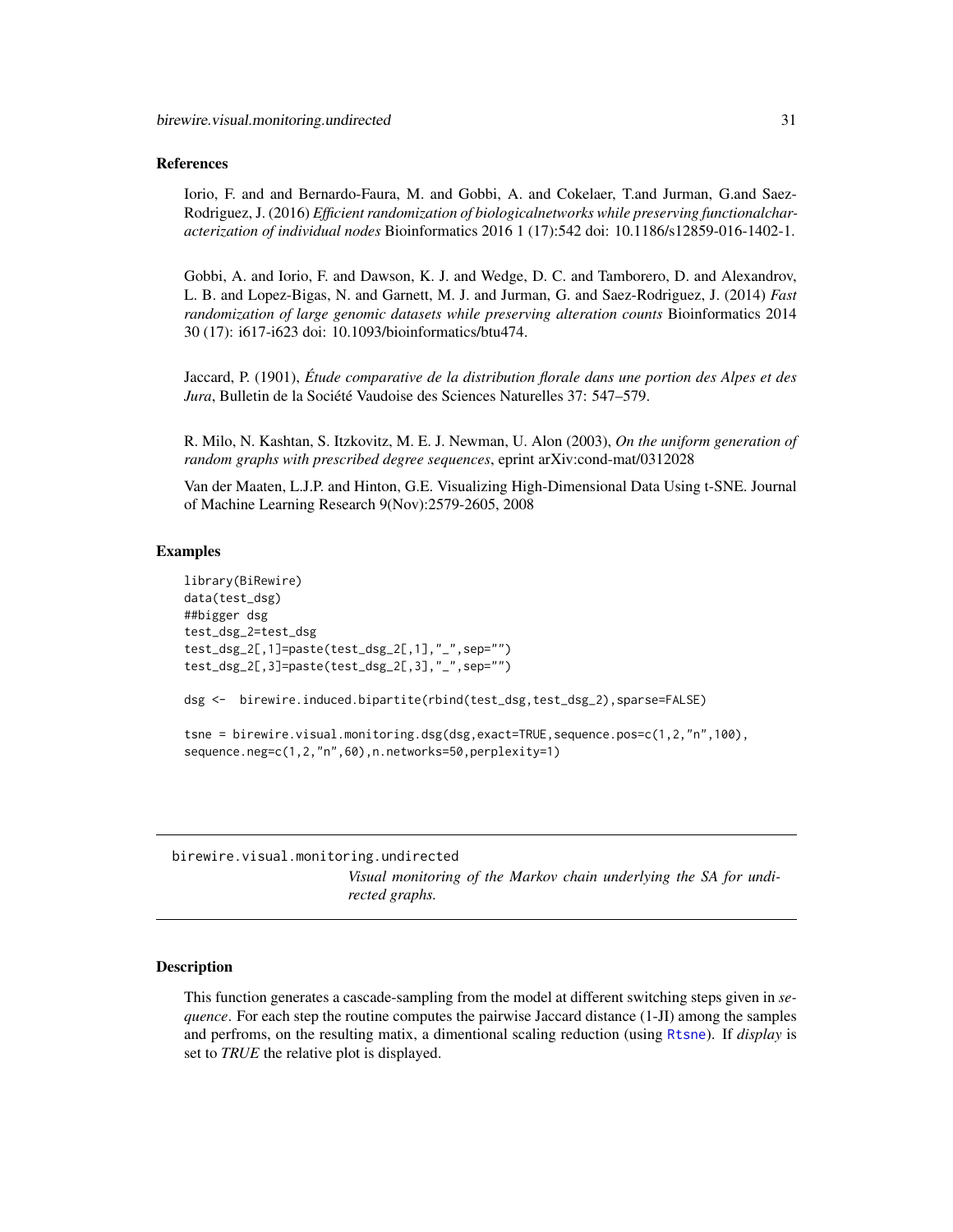## References

Iorio, F. and and Bernardo-Faura, M. and Gobbi, A. and Cokelaer, T.and Jurman, G.and Saez-Rodriguez, J. (2016) *Efficient randomization of biologicalnetworks while preserving functionalcharacterization of individual nodes* Bioinformatics 2016 1 (17):542 doi: 10.1186/s12859-016-1402-1.

Gobbi, A. and Iorio, F. and Dawson, K. J. and Wedge, D. C. and Tamborero, D. and Alexandrov, L. B. and Lopez-Bigas, N. and Garnett, M. J. and Jurman, G. and Saez-Rodriguez, J. (2014) *Fast randomization of large genomic datasets while preserving alteration counts* Bioinformatics 2014 30 (17): i617-i623 doi: 10.1093/bioinformatics/btu474.

Jaccard, P. (1901), *Étude comparative de la distribution florale dans une portion des Alpes et des Jura*, Bulletin de la Société Vaudoise des Sciences Naturelles 37: 547–579.

R. Milo, N. Kashtan, S. Itzkovitz, M. E. J. Newman, U. Alon (2003), *On the uniform generation of random graphs with prescribed degree sequences*, eprint arXiv:cond-mat/0312028

Van der Maaten, L.J.P. and Hinton, G.E. Visualizing High-Dimensional Data Using t-SNE. Journal of Machine Learning Research 9(Nov):2579-2605, 2008

## Examples

```
library(BiRewire)
data(test_dsg)
##bigger dsg
test_dsg_2=test_dsg
test_dsg_2[,1]=paste(test_dsg_2[,1],"_",sep="")
test_dsg_2[,3]=paste(test_dsg_2[,3],"_",sep="")

dsg <-  birewire.induced.bipartite(rbind(test_dsg,test_dsg_2),sparse=FALSE)

tsne = birewire.visual.monitoring.dsg(dsg,exact=TRUE,sequence.pos=c(1,2,"n",100),
sequence.neg=c(1,2,"n",60),n.networks=50,perplexity=1)
```

---

# birewire.visual.monitoring.undirected

*Visual monitoring of the Markov chain underlying the SA for undirected graphs.*

## Description

This function generates a cascade-sampling from the model at different switching steps given in *sequence*. For each step the routine computes the pairwise Jaccard distance (1-JI) among the samples and perfroms, on the resulting matix, a dimentional scaling reduction (using Rtsne). If *display* is set to *TRUE* the relative plot is displayed.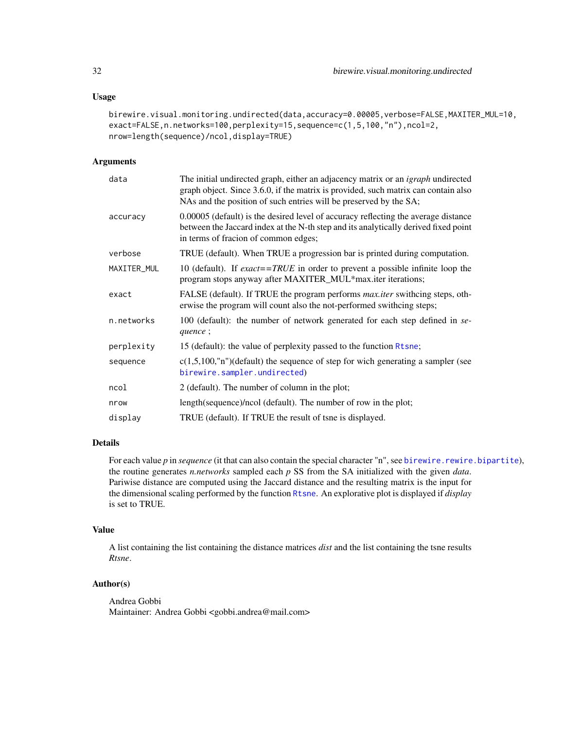### Usage

```
birewire.visual.monitoring.undirected(data,accuracy=0.00005,verbose=FALSE,MAXITER_MUL=10,
exact=FALSE,n.networks=100,perplexity=15,sequence=c(1,5,100,"n"),ncol=2,
nrow=length(sequence)/ncol,display=TRUE)
```

### Arguments

| | |
|---|---|
| `data` | The initial undirected graph, either an adjacency matrix or an *igraph* undirected graph object. Since 3.6.0, if the matrix is provided, such matrix can contain also NAs and the position of such entries will be preserved by the SA; |
| `accuracy` | 0.00005 (default) is the desired level of accuracy reflecting the average distance between the Jaccard index at the N-th step and its analytically derived fixed point in terms of fracion of common edges; |
| `verbose` | TRUE (default). When TRUE a progression bar is printed during computation. |
| `MAXITER_MUL` | 10 (default). If *exact==TRUE* in order to prevent a possible infinite loop the program stops anyway after MAXITER_MUL*max.iter iterations; |
| `exact` | FALSE (default). If TRUE the program performs *max.iter* swithcing steps, otherwise the program will count also the not-performed swithcing steps; |
| `n.networks` | 100 (default): the number of network generated for each step defined in *sequence* ; |
| `perplexity` | 15 (default): the value of perplexity passed to the function `Rtsne`; |
| `sequence` | c(1,5,100,"n")(default) the sequence of step for wich generating a sampler (see `birewire.sampler.undirected`) |
| `ncol` | 2 (default). The number of column in the plot; |
| `nrow` | length(sequence)/ncol (default). The number of row in the plot; |
| `display` | TRUE (default). If TRUE the result of tsne is displayed. |

### Details

For each value *p* in *sequence* (it that can also contain the special character "n", see `birewire.rewire.bipartite`), the routine generates *n.networks* sampled each *p* SS from the SA initialized with the given *data*. Pariwise distance are computed using the Jaccard distance and the resulting matrix is the input for the dimensional scaling performed by the function `Rtsne`. An explorative plot is displayed if *display* is set to TRUE.

### Value

A list containing the list containing the distance matrices *dist* and the list containing the tsne results *Rtsne*.

### Author(s)

Andrea Gobbi
Maintainer: Andrea Gobbi <gobbi.andrea@mail.com>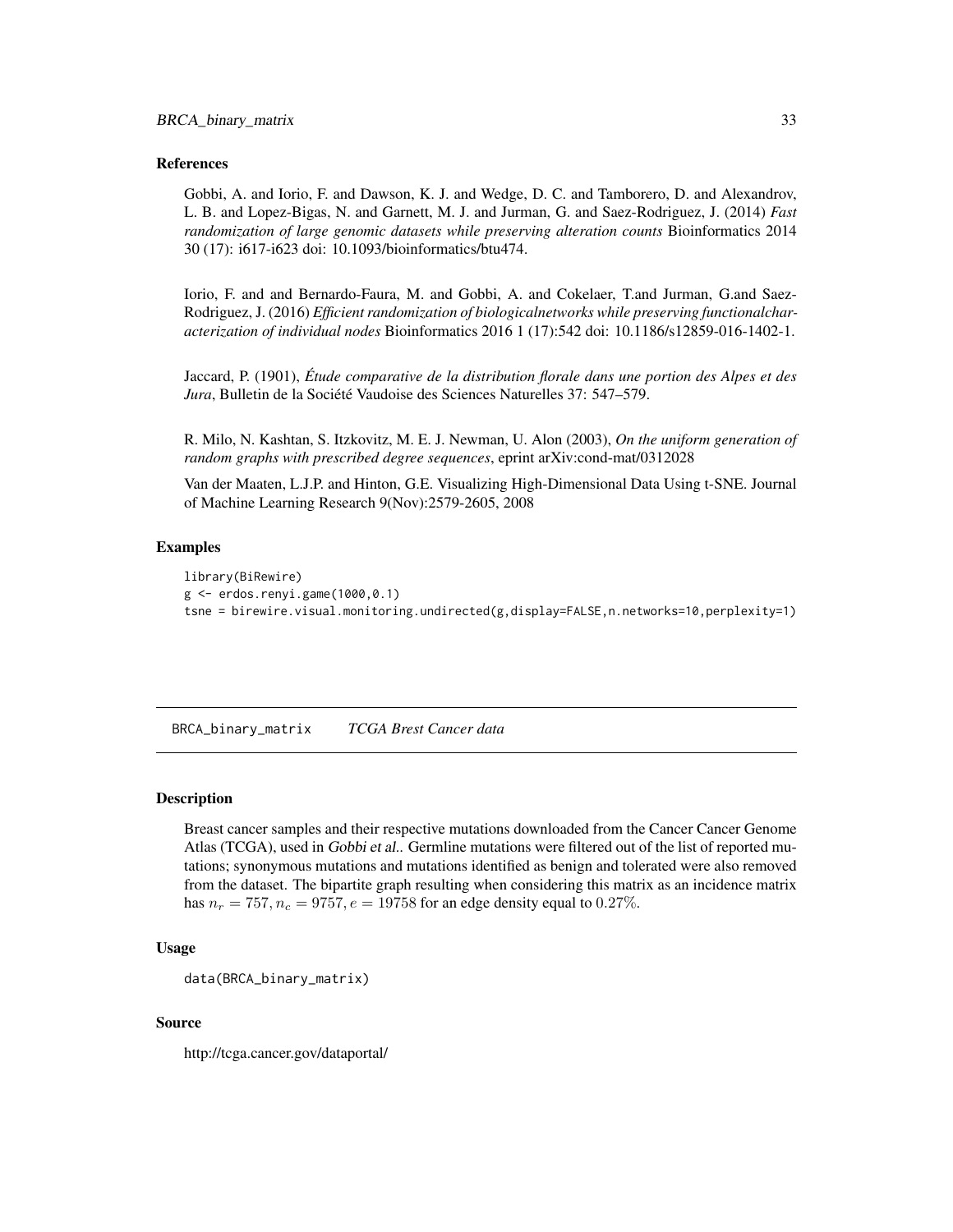## References

Gobbi, A. and Iorio, F. and Dawson, K. J. and Wedge, D. C. and Tamborero, D. and Alexandrov, L. B. and Lopez-Bigas, N. and Garnett, M. J. and Jurman, G. and Saez-Rodriguez, J. (2014) *Fast randomization of large genomic datasets while preserving alteration counts* Bioinformatics 2014 30 (17): i617-i623 doi: 10.1093/bioinformatics/btu474.

Iorio, F. and and Bernardo-Faura, M. and Gobbi, A. and Cokelaer, T.and Jurman, G.and Saez-Rodriguez, J. (2016) *Efficient randomization of biologicalnetworks while preserving functionalcharacterization of individual nodes* Bioinformatics 2016 1 (17):542 doi: 10.1186/s12859-016-1402-1.

Jaccard, P. (1901), *Étude comparative de la distribution florale dans une portion des Alpes et des Jura*, Bulletin de la Société Vaudoise des Sciences Naturelles 37: 547–579.

R. Milo, N. Kashtan, S. Itzkovitz, M. E. J. Newman, U. Alon (2003), *On the uniform generation of random graphs with prescribed degree sequences*, eprint arXiv:cond-mat/0312028

Van der Maaten, L.J.P. and Hinton, G.E. Visualizing High-Dimensional Data Using t-SNE. Journal of Machine Learning Research 9(Nov):2579-2605, 2008

## Examples

```
library(BiRewire)
g <- erdos.renyi.game(1000,0.1)
tsne = birewire.visual.monitoring.undirected(g,display=FALSE,n.networks=10,perplexity=1)
```

---

# BRCA_binary_matrix *TCGA Brest Cancer data*

## Description

Breast cancer samples and their respective mutations downloaded from the Cancer Cancer Genome Atlas (TCGA), used in *Gobbi et al.*. Germline mutations were filtered out of the list of reported mutations; synonymous mutations and mutations identified as benign and tolerated were also removed from the dataset. The bipartite graph resulting when considering this matrix as an incidence matrix has $n_r = 757, n_c = 9757, e = 19758$ for an edge density equal to $0.27\%$.

## Usage

```
data(BRCA_binary_matrix)
```

## Source

http://tcga.cancer.gov/dataportal/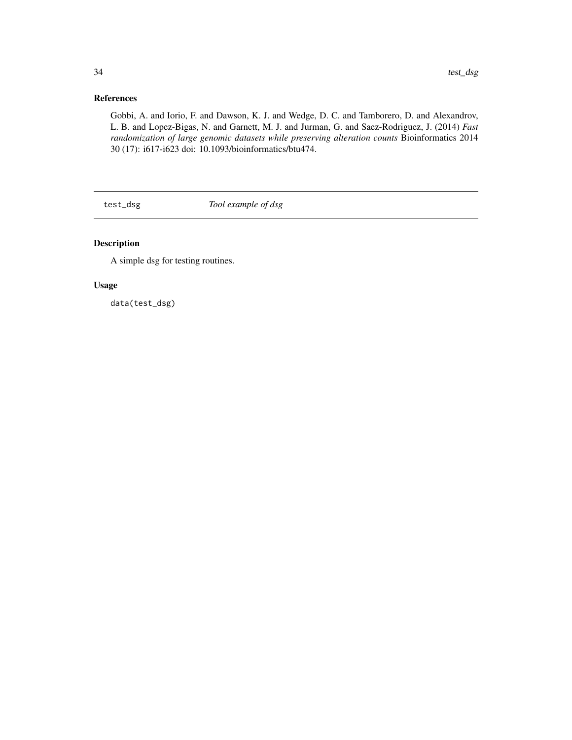### References

Gobbi, A. and Iorio, F. and Dawson, K. J. and Wedge, D. C. and Tamborero, D. and Alexandrov, L. B. and Lopez-Bigas, N. and Garnett, M. J. and Jurman, G. and Saez-Rodriguez, J. (2014) *Fast randomization of large genomic datasets while preserving alteration counts* Bioinformatics 2014 30 (17): i617-i623 doi: 10.1093/bioinformatics/btu474.

---

## test_dsg — *Tool example of dsg*

---

### Description

A simple dsg for testing routines.

### Usage

```
data(test_dsg)
```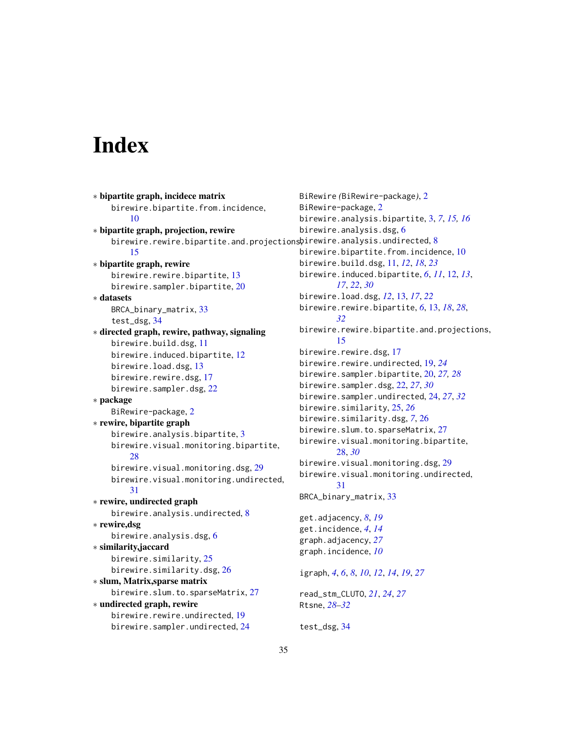# Index

* **bipartite graph, incidece matrix**
  - birewire.bipartite.from.incidence, 10
* **bipartite graph, projection, rewire**
  - birewire.rewire.bipartite.and.projections, 15
* **bipartite graph, rewire**
  - birewire.rewire.bipartite, 13
  - birewire.sampler.bipartite, 20
* **datasets**
  - BRCA_binary_matrix, 33
  - test_dsg, 34
* **directed graph, rewire, pathway, signaling**
  - birewire.build.dsg, 11
  - birewire.induced.bipartite, 12
  - birewire.load.dsg, 13
  - birewire.rewire.dsg, 17
  - birewire.sampler.dsg, 22
* **package**
  - BiRewire-package, 2
* **rewire, bipartite graph**
  - birewire.analysis.bipartite, 3
  - birewire.visual.monitoring.bipartite, 28
  - birewire.visual.monitoring.dsg, 29
  - birewire.visual.monitoring.undirected, 31
* **rewire, undirected graph**
  - birewire.analysis.undirected, 8
* **rewire,dsg**
  - birewire.analysis.dsg, 6
* **similarity,jaccard**
  - birewire.similarity, 25
  - birewire.similarity.dsg, 26
* **slum, Matrix,sparse matrix**
  - birewire.slum.to.sparseMatrix, 27
* **undirected graph, rewire**
  - birewire.rewire.undirected, 19
  - birewire.sampler.undirected, 24

BiRewire *(*BiRewire-package*)*, 2
BiRewire-package, 2
birewire.analysis.bipartite, 3, *7*, *15, 16*
birewire.analysis.dsg, 6
birewire.analysis.undirected, 8
birewire.bipartite.from.incidence, 10
birewire.build.dsg, 11, *12*, *18*, *23*
birewire.induced.bipartite, *6*, *11*, 12, *13*, *17*, *22*, *30*
birewire.load.dsg, *12*, 13, *17*, *22*
birewire.rewire.bipartite, *6*, 13, *18*, *28*, *32*
birewire.rewire.bipartite.and.projections, 15
birewire.rewire.dsg, 17
birewire.rewire.undirected, 19, *24*
birewire.sampler.bipartite, 20, *27, 28*
birewire.sampler.dsg, 22, *27*, *30*
birewire.sampler.undirected, 24, *27*, *32*
birewire.similarity, 25, *26*
birewire.similarity.dsg, *7*, 26
birewire.slum.to.sparseMatrix, 27
birewire.visual.monitoring.bipartite, 28, *30*
birewire.visual.monitoring.dsg, 29
birewire.visual.monitoring.undirected, 31
BRCA_binary_matrix, 33

get.adjacency, *8*, *19*
get.incidence, *4*, *14*
graph.adjacency, *27*
graph.incidence, *10*

igraph, *4*, *6*, *8*, *10*, *12*, *14*, *19*, *27*

read_stm_CLUTO, *21*, *24*, *27*
Rtsne, *28–32*

test_dsg, 34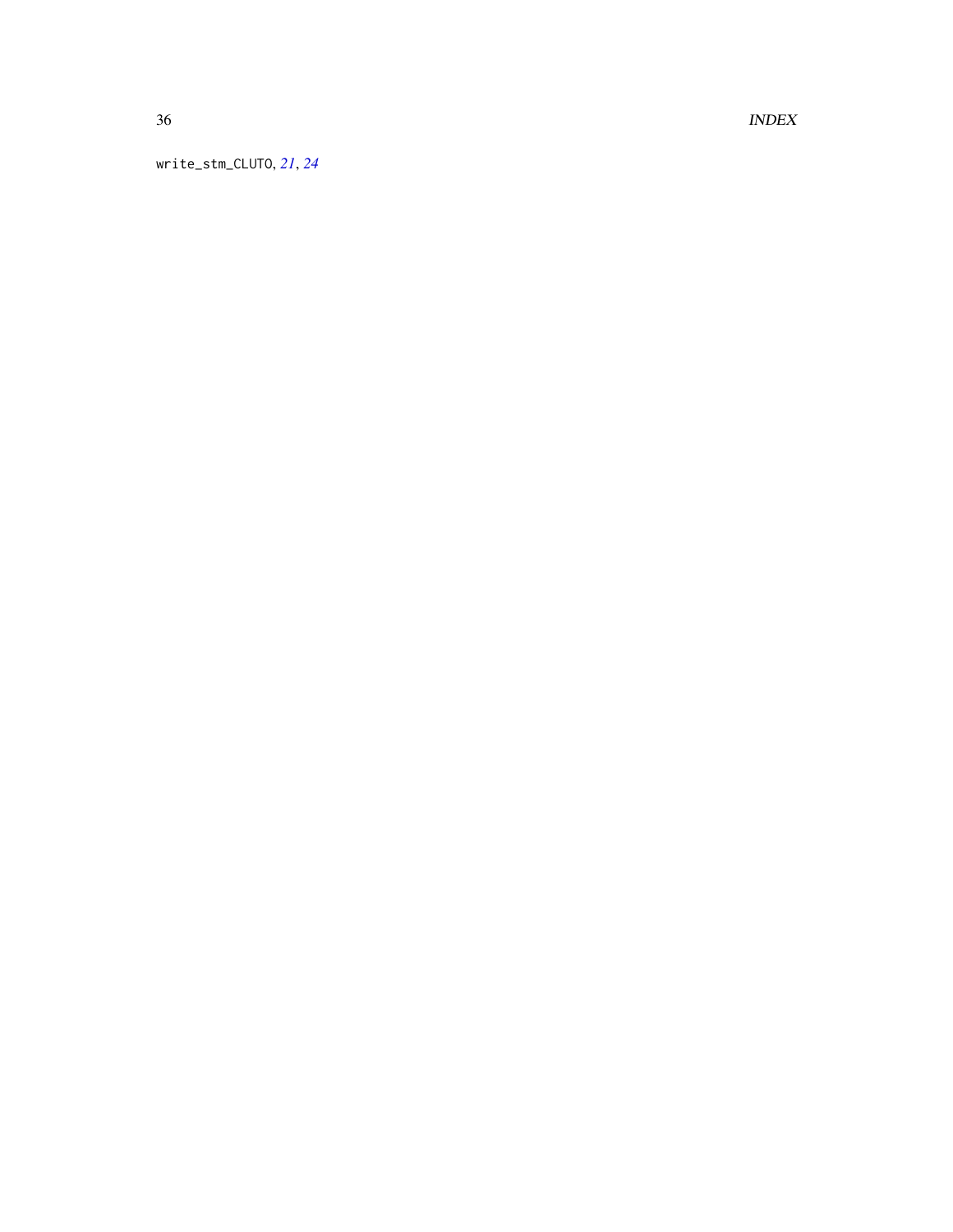write_stm_CLUTO, *21*, *24*